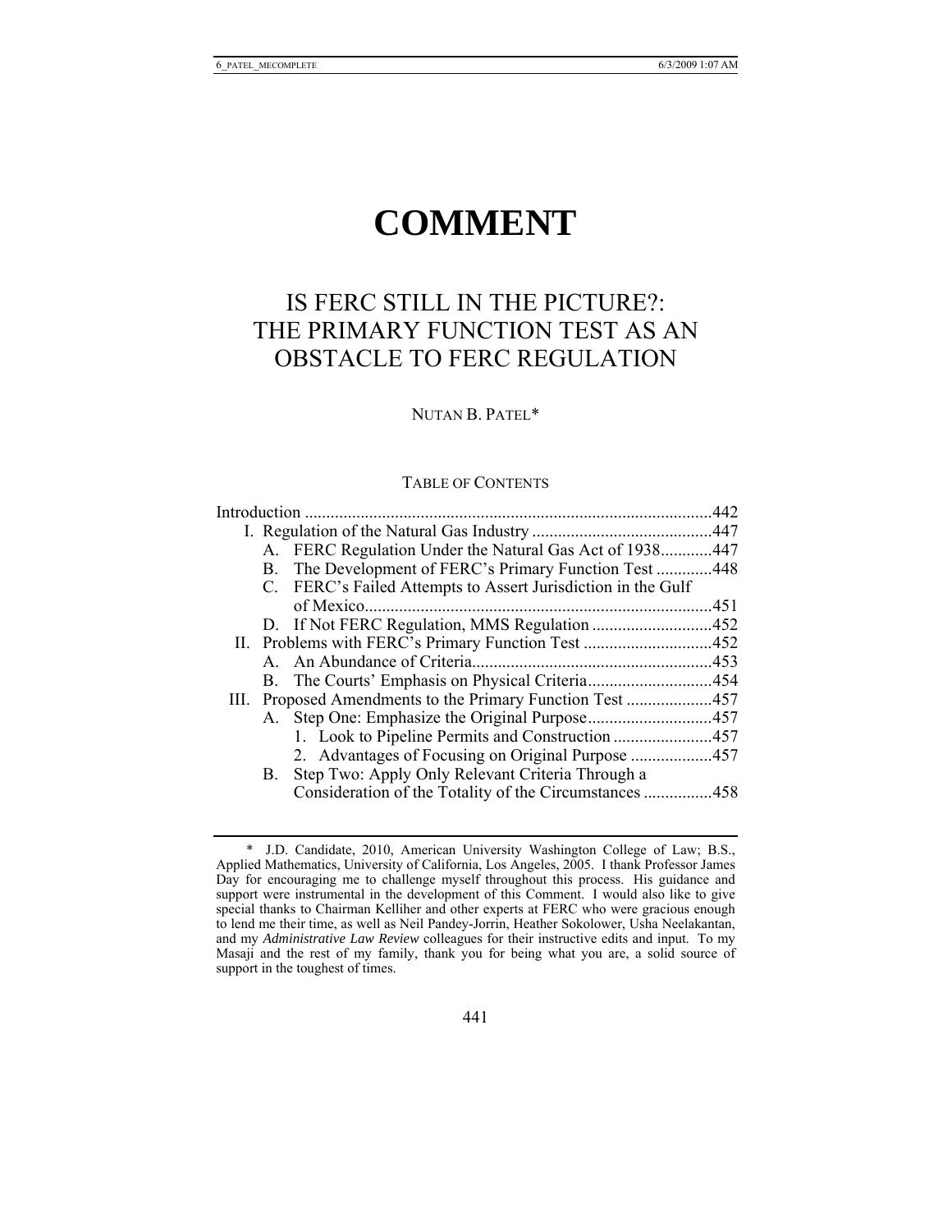# COMMENT

## IS FERC STILL IN THE PICTURE?: THE PRIMARY FUNCTION TEST AS AN OBSTACLE TO FERC REGULATION

NUTAN B. PATEL*

TABLE OF CONTENTS

Introduction ............................................................................................442
I. Regulation of the Natural Gas Industry ..........................................447
  A. FERC Regulation Under the Natural Gas Act of 1938............447
  B. The Development of FERC's Primary Function Test .............448
  C. FERC's Failed Attempts to Assert Jurisdiction in the Gulf of Mexico.................................................................................451
  D. If Not FERC Regulation, MMS Regulation ............................452
II. Problems with FERC's Primary Function Test ..............................452
  A. An Abundance of Criteria........................................................453
  B. The Courts' Emphasis on Physical Criteria.............................454
III. Proposed Amendments to the Primary Function Test ....................457
  A. Step One: Emphasize the Original Purpose.............................457
    1. Look to Pipeline Permits and Construction .......................457
    2. Advantages of Focusing on Original Purpose ...................457
  B. Step Two: Apply Only Relevant Criteria Through a Consideration of the Totality of the Circumstances ................458

---

\* J.D. Candidate, 2010, American University Washington College of Law; B.S., Applied Mathematics, University of California, Los Angeles, 2005. I thank Professor James Day for encouraging me to challenge myself throughout this process. His guidance and support were instrumental in the development of this Comment. I would also like to give special thanks to Chairman Kelliher and other experts at FERC who were gracious enough to lend me their time, as well as Neil Pandey-Jorrin, Heather Sokolower, Usha Neelakantan, and my *Administrative Law Review* colleagues for their instructive edits and input. To my Masaji and the rest of my family, thank you for being what you are, a solid source of support in the toughest of times.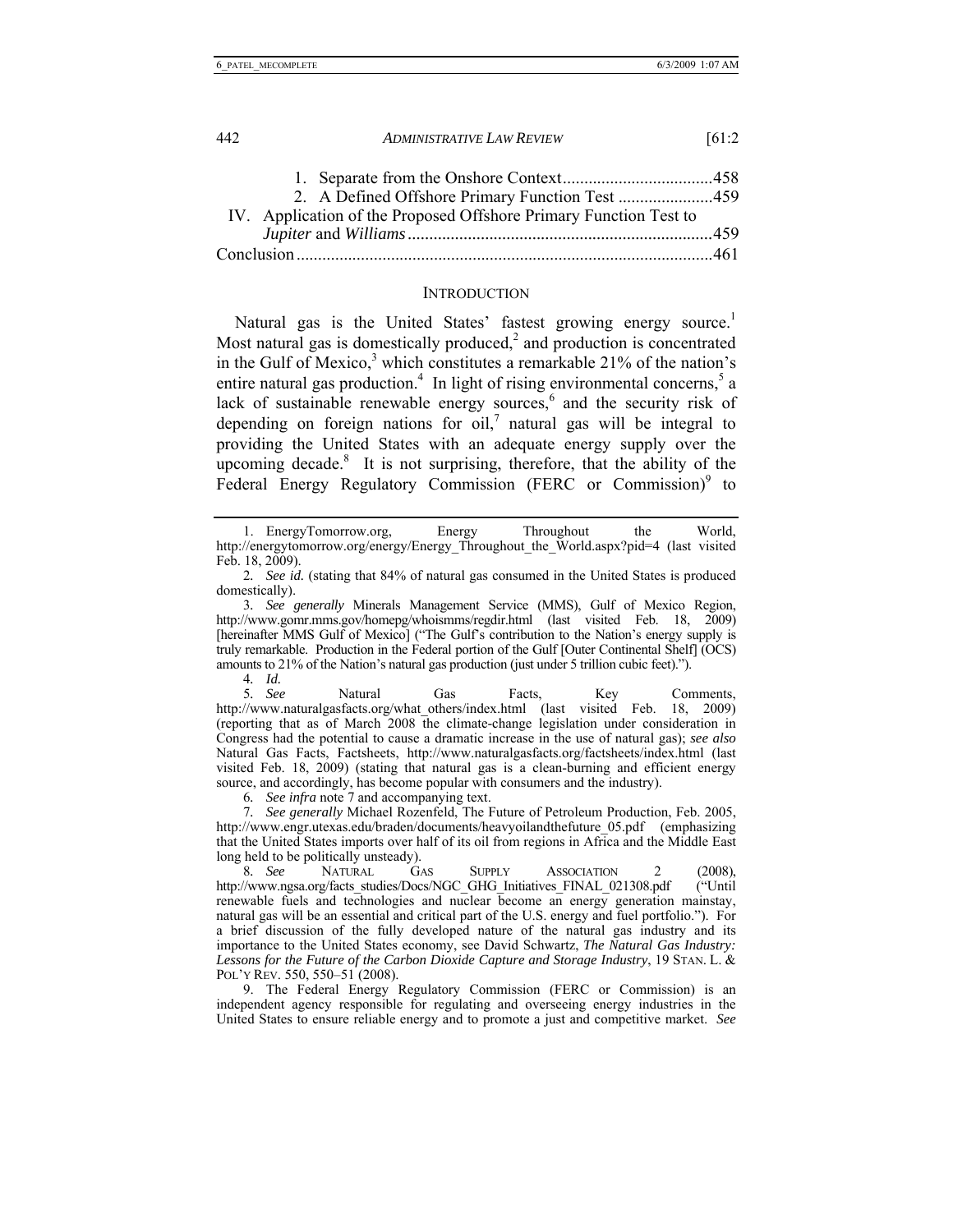1. Separate from the Onshore Context ...................................458
2. A Defined Offshore Primary Function Test ......................459

IV. Application of the Proposed Offshore Primary Function Test to *Jupiter* and *Williams* .......................................................................459

Conclusion ................................................................................................461

## INTRODUCTION

Natural gas is the United States' fastest growing energy source.[1] Most natural gas is domestically produced,[2] and production is concentrated in the Gulf of Mexico,[3] which constitutes a remarkable 21% of the nation's entire natural gas production.[4] In light of rising environmental concerns,[5] a lack of sustainable renewable energy sources,[6] and the security risk of depending on foreign nations for oil,[7] natural gas will be integral to providing the United States with an adequate energy supply over the upcoming decade.[8] It is not surprising, therefore, that the ability of the Federal Energy Regulatory Commission (FERC or Commission)[9] to

---

1. EnergyTomorrow.org, Energy Throughout the World, http://energytomorrow.org/energy/Energy_Throughout_the_World.aspx?pid=4 (last visited Feb. 18, 2009).

2. *See id.* (stating that 84% of natural gas consumed in the United States is produced domestically).

3. *See generally* Minerals Management Service (MMS), Gulf of Mexico Region, http://www.gomr.mms.gov/homepg/whoismms/regdir.html (last visited Feb. 18, 2009) [hereinafter MMS Gulf of Mexico] ("The Gulf's contribution to the Nation's energy supply is truly remarkable. Production in the Federal portion of the Gulf [Outer Continental Shelf] (OCS) amounts to 21% of the Nation's natural gas production (just under 5 trillion cubic feet).").

4. *Id.*

5. *See* Natural Gas Facts, Key Comments, http://www.naturalgasfacts.org/what_others/index.html (last visited Feb. 18, 2009) (reporting that as of March 2008 the climate-change legislation under consideration in Congress had the potential to cause a dramatic increase in the use of natural gas); *see also* Natural Gas Facts, Factsheets, http://www.naturalgasfacts.org/factsheets/index.html (last visited Feb. 18, 2009) (stating that natural gas is a clean-burning and efficient energy source, and accordingly, has become popular with consumers and the industry).

6. *See infra* note 7 and accompanying text.

7. *See generally* Michael Rozenfeld, The Future of Petroleum Production, Feb. 2005, http://www.engr.utexas.edu/braden/documents/heavyoilandthefuture_05.pdf (emphasizing that the United States imports over half of its oil from regions in Africa and the Middle East long held to be politically unsteady).

8. *See* NATURAL GAS SUPPLY ASSOCIATION 2 (2008), http://www.ngsa.org/facts_studies/Docs/NGC_GHG_Initiatives_FINAL_021308.pdf ("Until renewable fuels and technologies and nuclear become an energy generation mainstay, natural gas will be an essential and critical part of the U.S. energy and fuel portfolio."). For a brief discussion of the fully developed nature of the natural gas industry and its importance to the United States economy, see David Schwartz, *The Natural Gas Industry: Lessons for the Future of the Carbon Dioxide Capture and Storage Industry*, 19 STAN. L. & POL'Y REV. 550, 550–51 (2008).

9. The Federal Energy Regulatory Commission (FERC or Commission) is an independent agency responsible for regulating and overseeing energy industries in the United States to ensure reliable energy and to promote a just and competitive market. *See*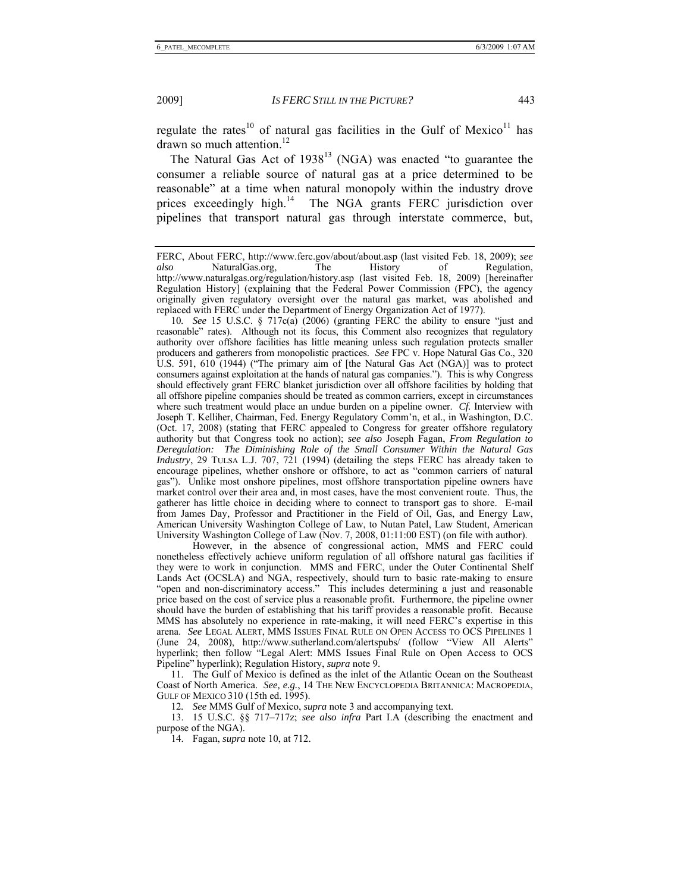regulate the rates[10] of natural gas facilities in the Gulf of Mexico[11] has drawn so much attention.[12]

The Natural Gas Act of 1938[13] (NGA) was enacted "to guarantee the consumer a reliable source of natural gas at a price determined to be reasonable" at a time when natural monopoly within the industry drove prices exceedingly high.[14] The NGA grants FERC jurisdiction over pipelines that transport natural gas through interstate commerce, but,

---

FERC, About FERC, http://www.ferc.gov/about/about.asp (last visited Feb. 18, 2009); *see also* NaturalGas.org, The History of Regulation, http://www.naturalgas.org/regulation/history.asp (last visited Feb. 18, 2009) [hereinafter Regulation History] (explaining that the Federal Power Commission (FPC), the agency originally given regulatory oversight over the natural gas market, was abolished and replaced with FERC under the Department of Energy Organization Act of 1977).

10. *See* 15 U.S.C. § 717c(a) (2006) (granting FERC the ability to ensure "just and reasonable" rates). Although not its focus, this Comment also recognizes that regulatory authority over offshore facilities has little meaning unless such regulation protects smaller producers and gatherers from monopolistic practices. *See* FPC v. Hope Natural Gas Co., 320 U.S. 591, 610 (1944) ("The primary aim of [the Natural Gas Act (NGA)] was to protect consumers against exploitation at the hands of natural gas companies."). This is why Congress should effectively grant FERC blanket jurisdiction over all offshore facilities by holding that all offshore pipeline companies should be treated as common carriers, except in circumstances where such treatment would place an undue burden on a pipeline owner. *Cf.* Interview with Joseph T. Kelliher, Chairman, Fed. Energy Regulatory Comm'n, et al., in Washington, D.C. (Oct. 17, 2008) (stating that FERC appealed to Congress for greater offshore regulatory authority but that Congress took no action); *see also* Joseph Fagan, *From Regulation to Deregulation: The Diminishing Role of the Small Consumer Within the Natural Gas Industry*, 29 TULSA L.J. 707, 721 (1994) (detailing the steps FERC has already taken to encourage pipelines, whether onshore or offshore, to act as "common carriers of natural gas"). Unlike most onshore pipelines, most offshore transportation pipeline owners have market control over their area and, in most cases, have the most convenient route. Thus, the gatherer has little choice in deciding where to connect to transport gas to shore. E-mail from James Day, Professor and Practitioner in the Field of Oil, Gas, and Energy Law, American University Washington College of Law, to Nutan Patel, Law Student, American University Washington College of Law (Nov. 7, 2008, 01:11:00 EST) (on file with author).

However, in the absence of congressional action, MMS and FERC could nonetheless effectively achieve uniform regulation of all offshore natural gas facilities if they were to work in conjunction. MMS and FERC, under the Outer Continental Shelf Lands Act (OCSLA) and NGA, respectively, should turn to basic rate-making to ensure "open and non-discriminatory access." This includes determining a just and reasonable price based on the cost of service plus a reasonable profit. Furthermore, the pipeline owner should have the burden of establishing that his tariff provides a reasonable profit. Because MMS has absolutely no experience in rate-making, it will need FERC's expertise in this arena. *See* LEGAL ALERT, MMS ISSUES FINAL RULE ON OPEN ACCESS TO OCS PIPELINES 1 (June 24, 2008), http://www.sutherland.com/alertspubs/ (follow "View All Alerts" hyperlink; then follow "Legal Alert: MMS Issues Final Rule on Open Access to OCS Pipeline" hyperlink); Regulation History, *supra* note 9.

11. The Gulf of Mexico is defined as the inlet of the Atlantic Ocean on the Southeast Coast of North America. *See, e.g.*, 14 THE NEW ENCYCLOPEDIA BRITANNICA: MACROPEDIA, GULF OF MEXICO 310 (15th ed. 1995).

12. *See* MMS Gulf of Mexico, *supra* note 3 and accompanying text.

13. 15 U.S.C. §§ 717–717z; *see also infra* Part I.A (describing the enactment and purpose of the NGA).

14. Fagan, *supra* note 10, at 712.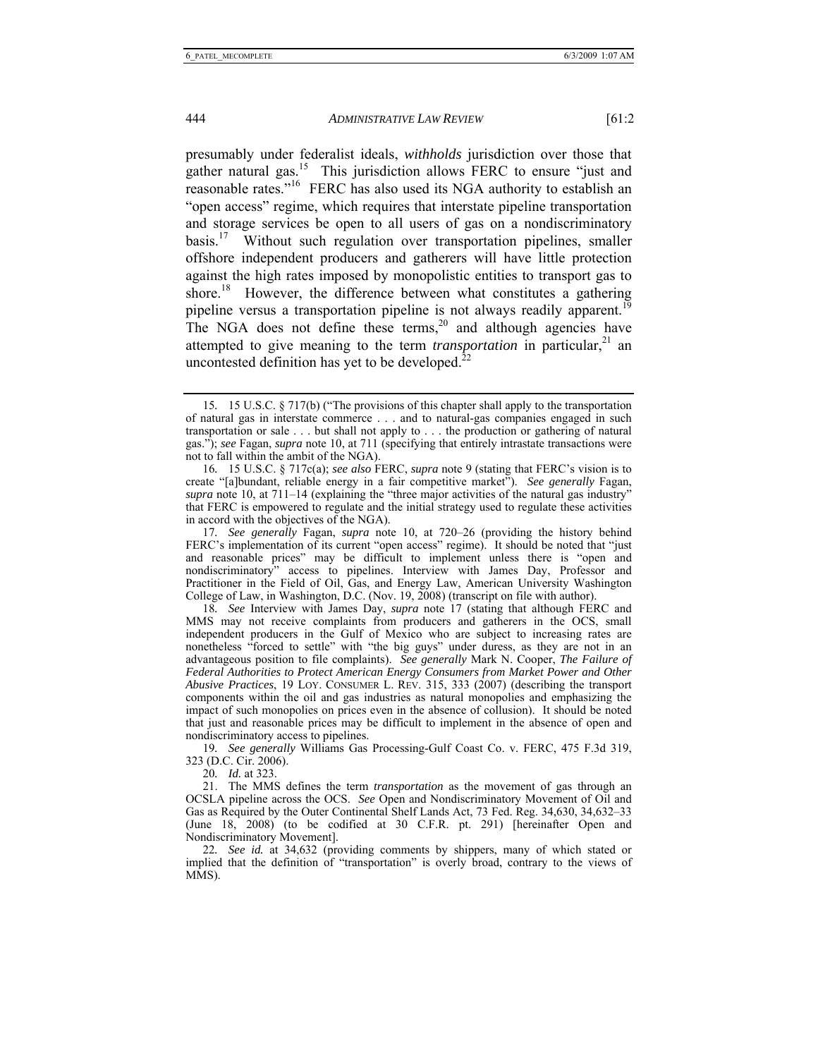presumably under federalist ideals, *withholds* jurisdiction over those that gather natural gas.[15] This jurisdiction allows FERC to ensure "just and reasonable rates."[16] FERC has also used its NGA authority to establish an "open access" regime, which requires that interstate pipeline transportation and storage services be open to all users of gas on a nondiscriminatory basis.[17] Without such regulation over transportation pipelines, smaller offshore independent producers and gatherers will have little protection against the high rates imposed by monopolistic entities to transport gas to shore.[18] However, the difference between what constitutes a gathering pipeline versus a transportation pipeline is not always readily apparent.[19] The NGA does not define these terms,[20] and although agencies have attempted to give meaning to the term *transportation* in particular,[21] an uncontested definition has yet to be developed.[22]

---

15. 15 U.S.C. § 717(b) ("The provisions of this chapter shall apply to the transportation of natural gas in interstate commerce . . . and to natural-gas companies engaged in such transportation or sale . . . but shall not apply to . . . the production or gathering of natural gas."); *see* Fagan, *supra* note 10, at 711 (specifying that entirely intrastate transactions were not to fall within the ambit of the NGA).

16. 15 U.S.C. § 717c(a); *see also* FERC, *supra* note 9 (stating that FERC's vision is to create "[a]bundant, reliable energy in a fair competitive market"). *See generally* Fagan, *supra* note 10, at 711–14 (explaining the "three major activities of the natural gas industry" that FERC is empowered to regulate and the initial strategy used to regulate these activities in accord with the objectives of the NGA).

17. *See generally* Fagan, *supra* note 10, at 720–26 (providing the history behind FERC's implementation of its current "open access" regime). It should be noted that "just and reasonable prices" may be difficult to implement unless there is "open and nondiscriminatory" access to pipelines. Interview with James Day, Professor and Practitioner in the Field of Oil, Gas, and Energy Law, American University Washington College of Law, in Washington, D.C. (Nov. 19, 2008) (transcript on file with author).

18. *See* Interview with James Day, *supra* note 17 (stating that although FERC and MMS may not receive complaints from producers and gatherers in the OCS, small independent producers in the Gulf of Mexico who are subject to increasing rates are nonetheless "forced to settle" with "the big guys" under duress, as they are not in an advantageous position to file complaints). *See generally* Mark N. Cooper, *The Failure of Federal Authorities to Protect American Energy Consumers from Market Power and Other Abusive Practices*, 19 LOY. CONSUMER L. REV. 315, 333 (2007) (describing the transport components within the oil and gas industries as natural monopolies and emphasizing the impact of such monopolies on prices even in the absence of collusion). It should be noted that just and reasonable prices may be difficult to implement in the absence of open and nondiscriminatory access to pipelines.

19. *See generally* Williams Gas Processing-Gulf Coast Co. v. FERC, 475 F.3d 319, 323 (D.C. Cir. 2006).

20. *Id.* at 323.

21. The MMS defines the term *transportation* as the movement of gas through an OCSLA pipeline across the OCS. *See* Open and Nondiscriminatory Movement of Oil and Gas as Required by the Outer Continental Shelf Lands Act, 73 Fed. Reg. 34,630, 34,632–33 (June 18, 2008) (to be codified at 30 C.F.R. pt. 291) [hereinafter Open and Nondiscriminatory Movement].

22. *See id.* at 34,632 (providing comments by shippers, many of which stated or implied that the definition of "transportation" is overly broad, contrary to the views of MMS).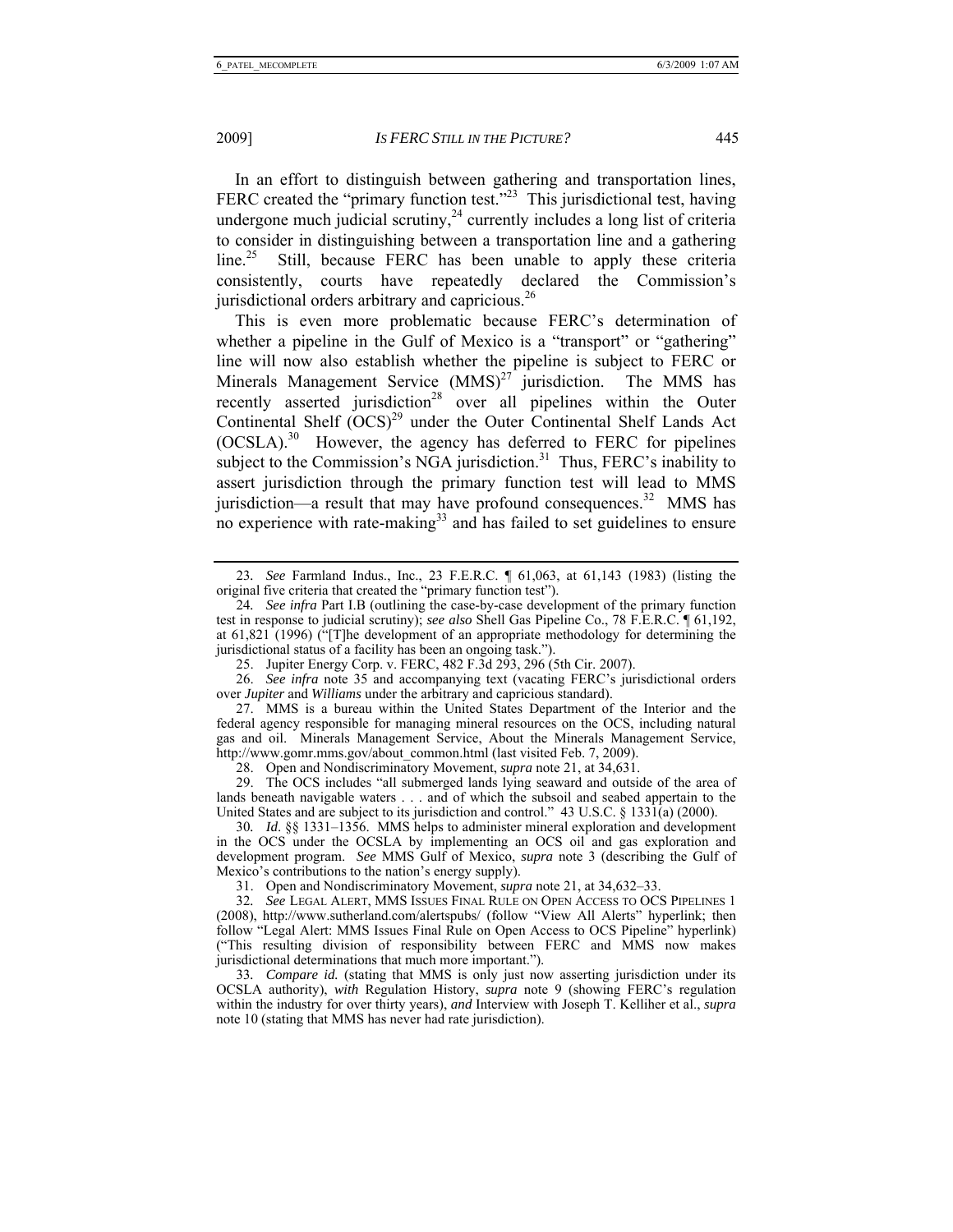In an effort to distinguish between gathering and transportation lines, FERC created the "primary function test."[23] This jurisdictional test, having undergone much judicial scrutiny,[24] currently includes a long list of criteria to consider in distinguishing between a transportation line and a gathering line.[25] Still, because FERC has been unable to apply these criteria consistently, courts have repeatedly declared the Commission's jurisdictional orders arbitrary and capricious.[26]

This is even more problematic because FERC's determination of whether a pipeline in the Gulf of Mexico is a "transport" or "gathering" line will now also establish whether the pipeline is subject to FERC or Minerals Management Service (MMS)[27] jurisdiction. The MMS has recently asserted jurisdiction[28] over all pipelines within the Outer Continental Shelf (OCS)[29] under the Outer Continental Shelf Lands Act (OCSLA).[30] However, the agency has deferred to FERC for pipelines subject to the Commission's NGA jurisdiction.[31] Thus, FERC's inability to assert jurisdiction through the primary function test will lead to MMS jurisdiction—a result that may have profound consequences.[32] MMS has no experience with rate-making[33] and has failed to set guidelines to ensure

---

23. *See* Farmland Indus., Inc., 23 F.E.R.C. ¶ 61,063, at 61,143 (1983) (listing the original five criteria that created the "primary function test").

24. *See infra* Part I.B (outlining the case-by-case development of the primary function test in response to judicial scrutiny); *see also* Shell Gas Pipeline Co., 78 F.E.R.C. ¶ 61,192, at 61,821 (1996) ("[T]he development of an appropriate methodology for determining the jurisdictional status of a facility has been an ongoing task.").

25. Jupiter Energy Corp. v. FERC, 482 F.3d 293, 296 (5th Cir. 2007).

26. *See infra* note 35 and accompanying text (vacating FERC's jurisdictional orders over *Jupiter* and *Williams* under the arbitrary and capricious standard).

27. MMS is a bureau within the United States Department of the Interior and the federal agency responsible for managing mineral resources on the OCS, including natural gas and oil. Minerals Management Service, About the Minerals Management Service, http://www.gomr.mms.gov/about_common.html (last visited Feb. 7, 2009).

28. Open and Nondiscriminatory Movement, *supra* note 21, at 34,631.

29. The OCS includes "all submerged lands lying seaward and outside of the area of lands beneath navigable waters . . . and of which the subsoil and seabed appertain to the United States and are subject to its jurisdiction and control." 43 U.S.C. § 1331(a) (2000).

30. *Id*. §§ 1331–1356. MMS helps to administer mineral exploration and development in the OCS under the OCSLA by implementing an OCS oil and gas exploration and development program. *See* MMS Gulf of Mexico, *supra* note 3 (describing the Gulf of Mexico's contributions to the nation's energy supply).

31. Open and Nondiscriminatory Movement, *supra* note 21, at 34,632–33.

32. *See* LEGAL ALERT, MMS ISSUES FINAL RULE ON OPEN ACCESS TO OCS PIPELINES 1 (2008), http://www.sutherland.com/alertspubs/ (follow "View All Alerts" hyperlink; then follow "Legal Alert: MMS Issues Final Rule on Open Access to OCS Pipeline" hyperlink) ("This resulting division of responsibility between FERC and MMS now makes jurisdictional determinations that much more important.").

33. *Compare id.* (stating that MMS is only just now asserting jurisdiction under its OCSLA authority), *with* Regulation History, *supra* note 9 (showing FERC's regulation within the industry for over thirty years), *and* Interview with Joseph T. Kelliher et al., *supra* note 10 (stating that MMS has never had rate jurisdiction).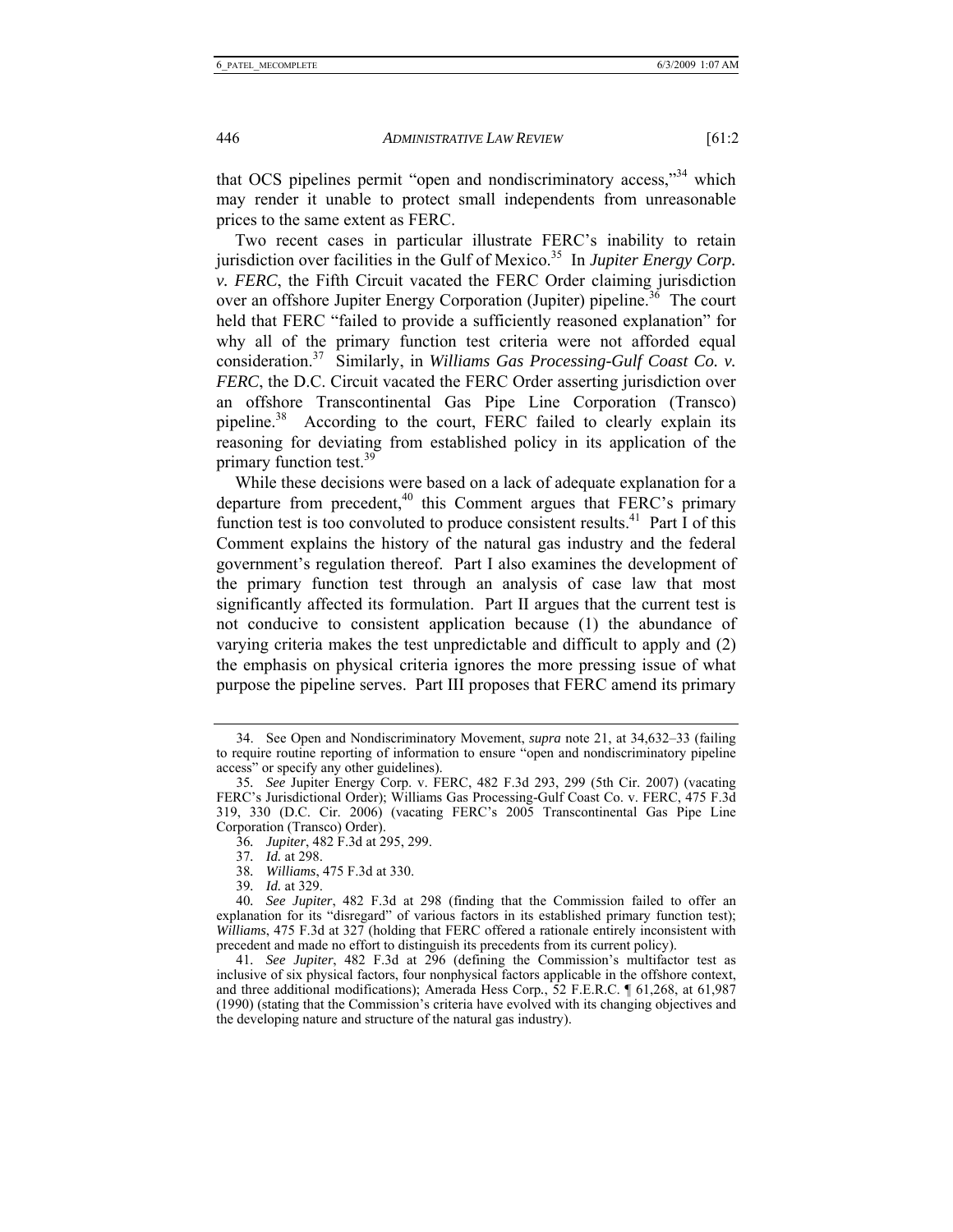that OCS pipelines permit "open and nondiscriminatory access,"[34] which may render it unable to protect small independents from unreasonable prices to the same extent as FERC.

Two recent cases in particular illustrate FERC's inability to retain jurisdiction over facilities in the Gulf of Mexico.[35] In *Jupiter Energy Corp. v. FERC*, the Fifth Circuit vacated the FERC Order claiming jurisdiction over an offshore Jupiter Energy Corporation (Jupiter) pipeline.[36] The court held that FERC "failed to provide a sufficiently reasoned explanation" for why all of the primary function test criteria were not afforded equal consideration.[37] Similarly, in *Williams Gas Processing-Gulf Coast Co. v. FERC*, the D.C. Circuit vacated the FERC Order asserting jurisdiction over an offshore Transcontinental Gas Pipe Line Corporation (Transco) pipeline.[38] According to the court, FERC failed to clearly explain its reasoning for deviating from established policy in its application of the primary function test.[39]

While these decisions were based on a lack of adequate explanation for a departure from precedent,[40] this Comment argues that FERC's primary function test is too convoluted to produce consistent results.[41] Part I of this Comment explains the history of the natural gas industry and the federal government's regulation thereof. Part I also examines the development of the primary function test through an analysis of case law that most significantly affected its formulation. Part II argues that the current test is not conducive to consistent application because (1) the abundance of varying criteria makes the test unpredictable and difficult to apply and (2) the emphasis on physical criteria ignores the more pressing issue of what purpose the pipeline serves. Part III proposes that FERC amend its primary

---

34. See Open and Nondiscriminatory Movement, *supra* note 21, at 34,632–33 (failing to require routine reporting of information to ensure "open and nondiscriminatory pipeline access" or specify any other guidelines).

35. *See* Jupiter Energy Corp. v. FERC, 482 F.3d 293, 299 (5th Cir. 2007) (vacating FERC's Jurisdictional Order); Williams Gas Processing-Gulf Coast Co. v. FERC, 475 F.3d 319, 330 (D.C. Cir. 2006) (vacating FERC's 2005 Transcontinental Gas Pipe Line Corporation (Transco) Order).

36. *Jupiter*, 482 F.3d at 295, 299.

37. *Id.* at 298.

38. *Williams*, 475 F.3d at 330.

39. *Id.* at 329.

40. *See Jupiter*, 482 F.3d at 298 (finding that the Commission failed to offer an explanation for its "disregard" of various factors in its established primary function test); *Williams*, 475 F.3d at 327 (holding that FERC offered a rationale entirely inconsistent with precedent and made no effort to distinguish its precedents from its current policy).

41. *See Jupiter*, 482 F.3d at 296 (defining the Commission's multifactor test as inclusive of six physical factors, four nonphysical factors applicable in the offshore context, and three additional modifications); Amerada Hess Corp., 52 F.E.R.C. ¶ 61,268, at 61,987 (1990) (stating that the Commission's criteria have evolved with its changing objectives and the developing nature and structure of the natural gas industry).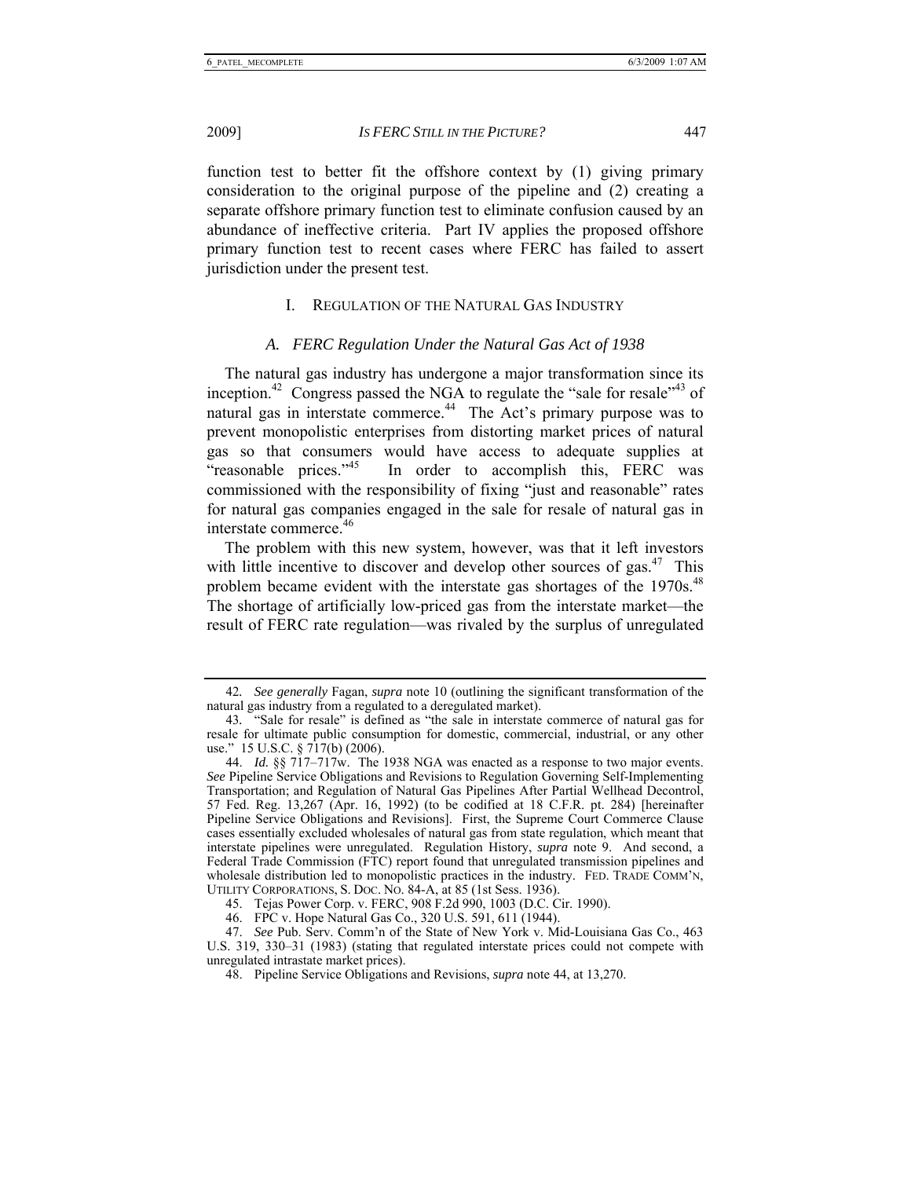function test to better fit the offshore context by (1) giving primary consideration to the original purpose of the pipeline and (2) creating a separate offshore primary function test to eliminate confusion caused by an abundance of ineffective criteria. Part IV applies the proposed offshore primary function test to recent cases where FERC has failed to assert jurisdiction under the present test.

## I. REGULATION OF THE NATURAL GAS INDUSTRY

### *A. FERC Regulation Under the Natural Gas Act of 1938*

The natural gas industry has undergone a major transformation since its inception.[42] Congress passed the NGA to regulate the "sale for resale"[43] of natural gas in interstate commerce.[44] The Act's primary purpose was to prevent monopolistic enterprises from distorting market prices of natural gas so that consumers would have access to adequate supplies at "reasonable prices."[45] In order to accomplish this, FERC was commissioned with the responsibility of fixing "just and reasonable" rates for natural gas companies engaged in the sale for resale of natural gas in interstate commerce.[46]

The problem with this new system, however, was that it left investors with little incentive to discover and develop other sources of gas.[47] This problem became evident with the interstate gas shortages of the 1970s.[48] The shortage of artificially low-priced gas from the interstate market—the result of FERC rate regulation—was rivaled by the surplus of unregulated

---

42. *See generally* Fagan, *supra* note 10 (outlining the significant transformation of the natural gas industry from a regulated to a deregulated market).

43. "Sale for resale" is defined as "the sale in interstate commerce of natural gas for resale for ultimate public consumption for domestic, commercial, industrial, or any other use." 15 U.S.C. § 717(b) (2006).

44. *Id.* §§ 717–717w. The 1938 NGA was enacted as a response to two major events. *See* Pipeline Service Obligations and Revisions to Regulation Governing Self-Implementing Transportation; and Regulation of Natural Gas Pipelines After Partial Wellhead Decontrol, 57 Fed. Reg. 13,267 (Apr. 16, 1992) (to be codified at 18 C.F.R. pt. 284) [hereinafter Pipeline Service Obligations and Revisions]. First, the Supreme Court Commerce Clause cases essentially excluded wholesales of natural gas from state regulation, which meant that interstate pipelines were unregulated. Regulation History, *supra* note 9. And second, a Federal Trade Commission (FTC) report found that unregulated transmission pipelines and wholesale distribution led to monopolistic practices in the industry. FED. TRADE COMM'N, UTILITY CORPORATIONS, S. DOC. NO. 84-A, at 85 (1st Sess. 1936).

45. Tejas Power Corp. v. FERC, 908 F.2d 990, 1003 (D.C. Cir. 1990).

46. FPC v. Hope Natural Gas Co., 320 U.S. 591, 611 (1944).

47. *See* Pub. Serv. Comm'n of the State of New York v. Mid-Louisiana Gas Co., 463 U.S. 319, 330–31 (1983) (stating that regulated interstate prices could not compete with unregulated intrastate market prices).

48. Pipeline Service Obligations and Revisions, *supra* note 44, at 13,270.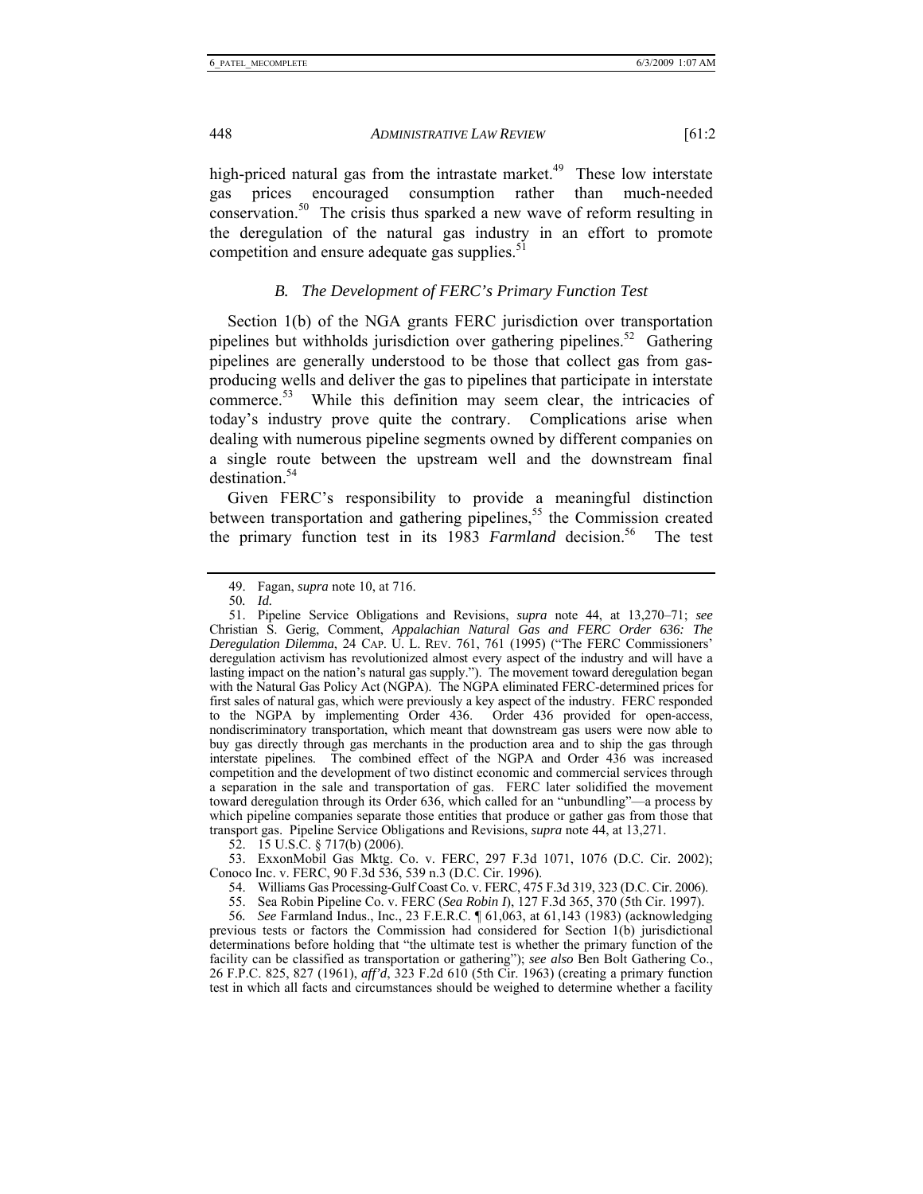high-priced natural gas from the intrastate market.[49] These low interstate gas prices encouraged consumption rather than much-needed conservation.[50] The crisis thus sparked a new wave of reform resulting in the deregulation of the natural gas industry in an effort to promote competition and ensure adequate gas supplies.[51]

### *B. The Development of FERC's Primary Function Test*

Section 1(b) of the NGA grants FERC jurisdiction over transportation pipelines but withholds jurisdiction over gathering pipelines.[52] Gathering pipelines are generally understood to be those that collect gas from gas-producing wells and deliver the gas to pipelines that participate in interstate commerce.[53] While this definition may seem clear, the intricacies of today's industry prove quite the contrary. Complications arise when dealing with numerous pipeline segments owned by different companies on a single route between the upstream well and the downstream final destination.[54]

Given FERC's responsibility to provide a meaningful distinction between transportation and gathering pipelines,[55] the Commission created the primary function test in its 1983 *Farmland* decision.[56] The test

---

49. Fagan, *supra* note 10, at 716.

50. *Id.*

51. Pipeline Service Obligations and Revisions, *supra* note 44, at 13,270–71; *see* Christian S. Gerig, Comment, *Appalachian Natural Gas and FERC Order 636: The Deregulation Dilemma*, 24 CAP. U. L. REV. 761, 761 (1995) ("The FERC Commissioners' deregulation activism has revolutionized almost every aspect of the industry and will have a lasting impact on the nation's natural gas supply."). The movement toward deregulation began with the Natural Gas Policy Act (NGPA). The NGPA eliminated FERC-determined prices for first sales of natural gas, which were previously a key aspect of the industry. FERC responded to the NGPA by implementing Order 436. Order 436 provided for open-access, nondiscriminatory transportation, which meant that downstream gas users were now able to buy gas directly through gas merchants in the production area and to ship the gas through interstate pipelines. The combined effect of the NGPA and Order 436 was increased competition and the development of two distinct economic and commercial services through a separation in the sale and transportation of gas. FERC later solidified the movement toward deregulation through its Order 636, which called for an "unbundling"—a process by which pipeline companies separate those entities that produce or gather gas from those that transport gas. Pipeline Service Obligations and Revisions, *supra* note 44, at 13,271.

52. 15 U.S.C. § 717(b) (2006).

53. ExxonMobil Gas Mktg. Co. v. FERC, 297 F.3d 1071, 1076 (D.C. Cir. 2002); Conoco Inc. v. FERC, 90 F.3d 536, 539 n.3 (D.C. Cir. 1996).

54. Williams Gas Processing-Gulf Coast Co. v. FERC, 475 F.3d 319, 323 (D.C. Cir. 2006).

55. Sea Robin Pipeline Co. v. FERC (*Sea Robin I*), 127 F.3d 365, 370 (5th Cir. 1997).

56. *See* Farmland Indus., Inc., 23 F.E.R.C. ¶ 61,063, at 61,143 (1983) (acknowledging previous tests or factors the Commission had considered for Section 1(b) jurisdictional determinations before holding that "the ultimate test is whether the primary function of the facility can be classified as transportation or gathering"); *see also* Ben Bolt Gathering Co., 26 F.P.C. 825, 827 (1961), *aff'd*, 323 F.2d 610 (5th Cir. 1963) (creating a primary function test in which all facts and circumstances should be weighed to determine whether a facility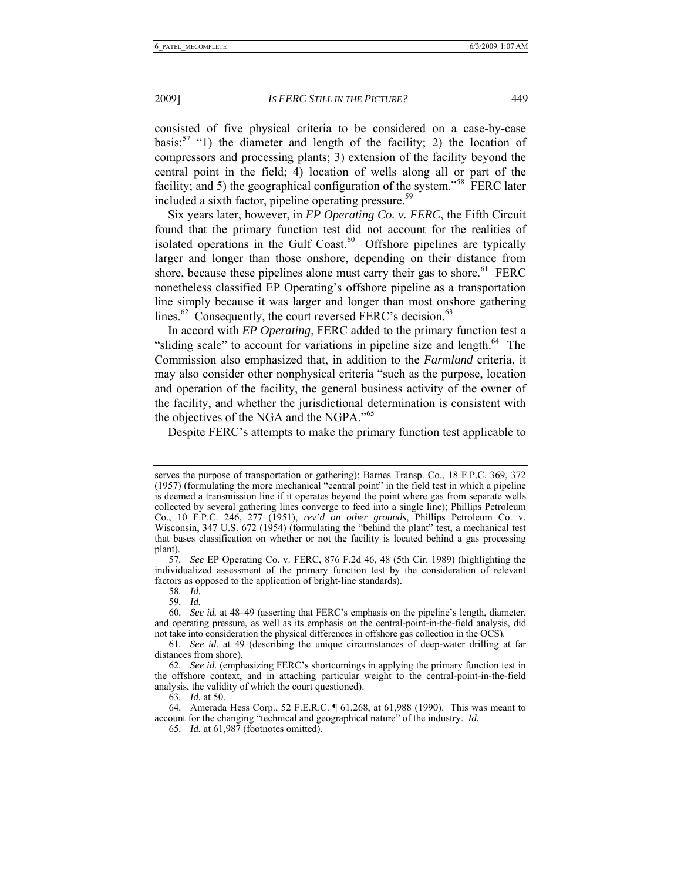consisted of five physical criteria to be considered on a case-by-case basis:[57] "1) the diameter and length of the facility; 2) the location of compressors and processing plants; 3) extension of the facility beyond the central point in the field; 4) location of wells along all or part of the facility; and 5) the geographical configuration of the system."[58] FERC later included a sixth factor, pipeline operating pressure.[59]

Six years later, however, in *EP Operating Co. v. FERC*, the Fifth Circuit found that the primary function test did not account for the realities of isolated operations in the Gulf Coast.[60] Offshore pipelines are typically larger and longer than those onshore, depending on their distance from shore, because these pipelines alone must carry their gas to shore.[61] FERC nonetheless classified EP Operating's offshore pipeline as a transportation line simply because it was larger and longer than most onshore gathering lines.[62] Consequently, the court reversed FERC's decision.[63]

In accord with *EP Operating*, FERC added to the primary function test a "sliding scale" to account for variations in pipeline size and length.[64] The Commission also emphasized that, in addition to the *Farmland* criteria, it may also consider other nonphysical criteria "such as the purpose, location and operation of the facility, the general business activity of the owner of the facility, and whether the jurisdictional determination is consistent with the objectives of the NGA and the NGPA."[65]

Despite FERC's attempts to make the primary function test applicable to

---

serves the purpose of transportation or gathering); Barnes Transp. Co., 18 F.P.C. 369, 372 (1957) (formulating the more mechanical "central point" in the field test in which a pipeline is deemed a transmission line if it operates beyond the point where gas from separate wells collected by several gathering lines converge to feed into a single line); Phillips Petroleum Co., 10 F.P.C. 246, 277 (1951), *rev'd on other grounds*, Phillips Petroleum Co. v. Wisconsin, 347 U.S. 672 (1954) (formulating the "behind the plant" test, a mechanical test that bases classification on whether or not the facility is located behind a gas processing plant).

57. *See* EP Operating Co. v. FERC, 876 F.2d 46, 48 (5th Cir. 1989) (highlighting the individualized assessment of the primary function test by the consideration of relevant factors as opposed to the application of bright-line standards).

58. *Id.*

59. *Id.*

60. *See id.* at 48–49 (asserting that FERC's emphasis on the pipeline's length, diameter, and operating pressure, as well as its emphasis on the central-point-in-the-field analysis, did not take into consideration the physical differences in offshore gas collection in the OCS).

61. *See id.* at 49 (describing the unique circumstances of deep-water drilling at far distances from shore).

62. *See id.* (emphasizing FERC's shortcomings in applying the primary function test in the offshore context, and in attaching particular weight to the central-point-in-the-field analysis, the validity of which the court questioned).

63. *Id.* at 50.

64. Amerada Hess Corp., 52 F.E.R.C. ¶ 61,268, at 61,988 (1990). This was meant to account for the changing "technical and geographical nature" of the industry. *Id.*

65. *Id.* at 61,987 (footnotes omitted).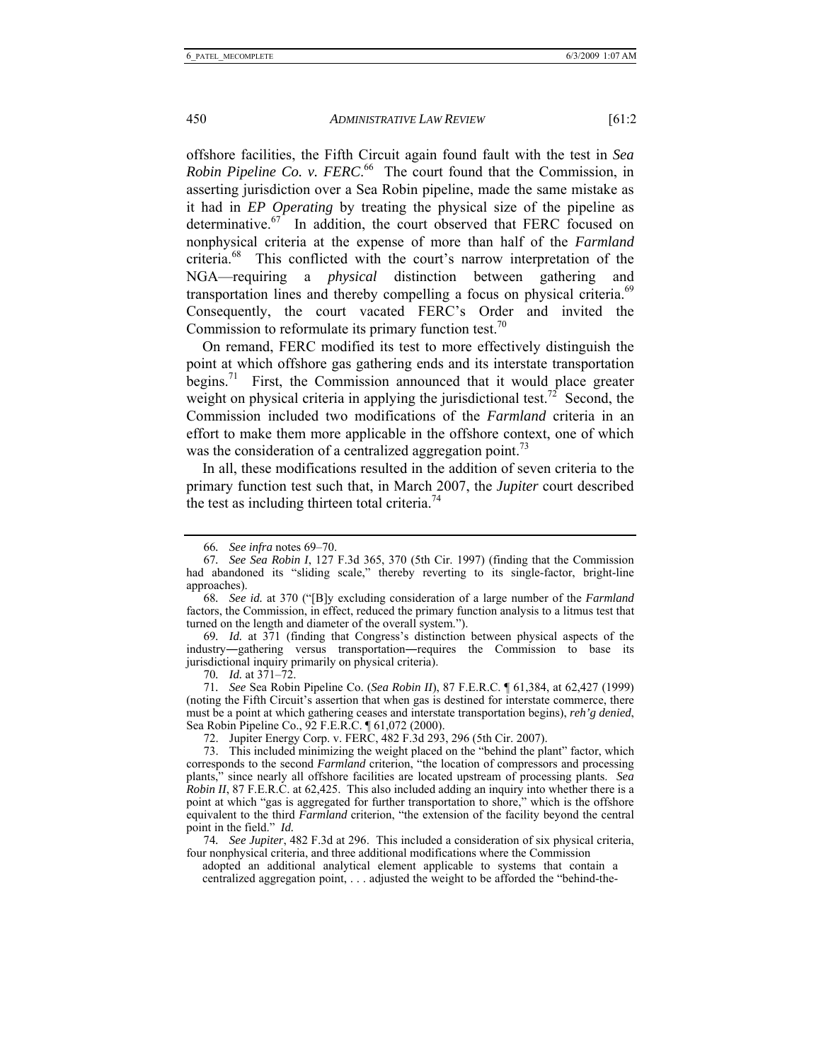offshore facilities, the Fifth Circuit again found fault with the test in *Sea Robin Pipeline Co. v. FERC*.[66] The court found that the Commission, in asserting jurisdiction over a Sea Robin pipeline, made the same mistake as it had in *EP Operating* by treating the physical size of the pipeline as determinative.[67] In addition, the court observed that FERC focused on nonphysical criteria at the expense of more than half of the *Farmland* criteria.[68] This conflicted with the court's narrow interpretation of the NGA—requiring a *physical* distinction between gathering and transportation lines and thereby compelling a focus on physical criteria.[69] Consequently, the court vacated FERC's Order and invited the Commission to reformulate its primary function test.[70]

On remand, FERC modified its test to more effectively distinguish the point at which offshore gas gathering ends and its interstate transportation begins.[71] First, the Commission announced that it would place greater weight on physical criteria in applying the jurisdictional test.[72] Second, the Commission included two modifications of the *Farmland* criteria in an effort to make them more applicable in the offshore context, one of which was the consideration of a centralized aggregation point.[73]

In all, these modifications resulted in the addition of seven criteria to the primary function test such that, in March 2007, the *Jupiter* court described the test as including thirteen total criteria.[74]

---

66. *See infra* notes 69–70.

67. *See Sea Robin I*, 127 F.3d 365, 370 (5th Cir. 1997) (finding that the Commission had abandoned its "sliding scale," thereby reverting to its single-factor, bright-line approaches).

68. *See id.* at 370 ("[B]y excluding consideration of a large number of the *Farmland* factors, the Commission, in effect, reduced the primary function analysis to a litmus test that turned on the length and diameter of the overall system.").

69. *Id.* at 371 (finding that Congress's distinction between physical aspects of the industry—gathering versus transportation—requires the Commission to base its jurisdictional inquiry primarily on physical criteria).

70. *Id.* at 371–72.

71. *See* Sea Robin Pipeline Co. (*Sea Robin II*), 87 F.E.R.C. ¶ 61,384, at 62,427 (1999) (noting the Fifth Circuit's assertion that when gas is destined for interstate commerce, there must be a point at which gathering ceases and interstate transportation begins), *reh'g denied*, Sea Robin Pipeline Co., 92 F.E.R.C. ¶ 61,072 (2000).

72. Jupiter Energy Corp. v. FERC, 482 F.3d 293, 296 (5th Cir. 2007).

73. This included minimizing the weight placed on the "behind the plant" factor, which corresponds to the second *Farmland* criterion, "the location of compressors and processing plants," since nearly all offshore facilities are located upstream of processing plants. *Sea Robin II*, 87 F.E.R.C. at 62,425. This also included adding an inquiry into whether there is a point at which "gas is aggregated for further transportation to shore," which is the offshore equivalent to the third *Farmland* criterion, "the extension of the facility beyond the central point in the field." *Id.*

74. *See Jupiter*, 482 F.3d at 296. This included a consideration of six physical criteria, four nonphysical criteria, and three additional modifications where the Commission

> adopted an additional analytical element applicable to systems that contain a centralized aggregation point, . . . adjusted the weight to be afforded the "behind-the-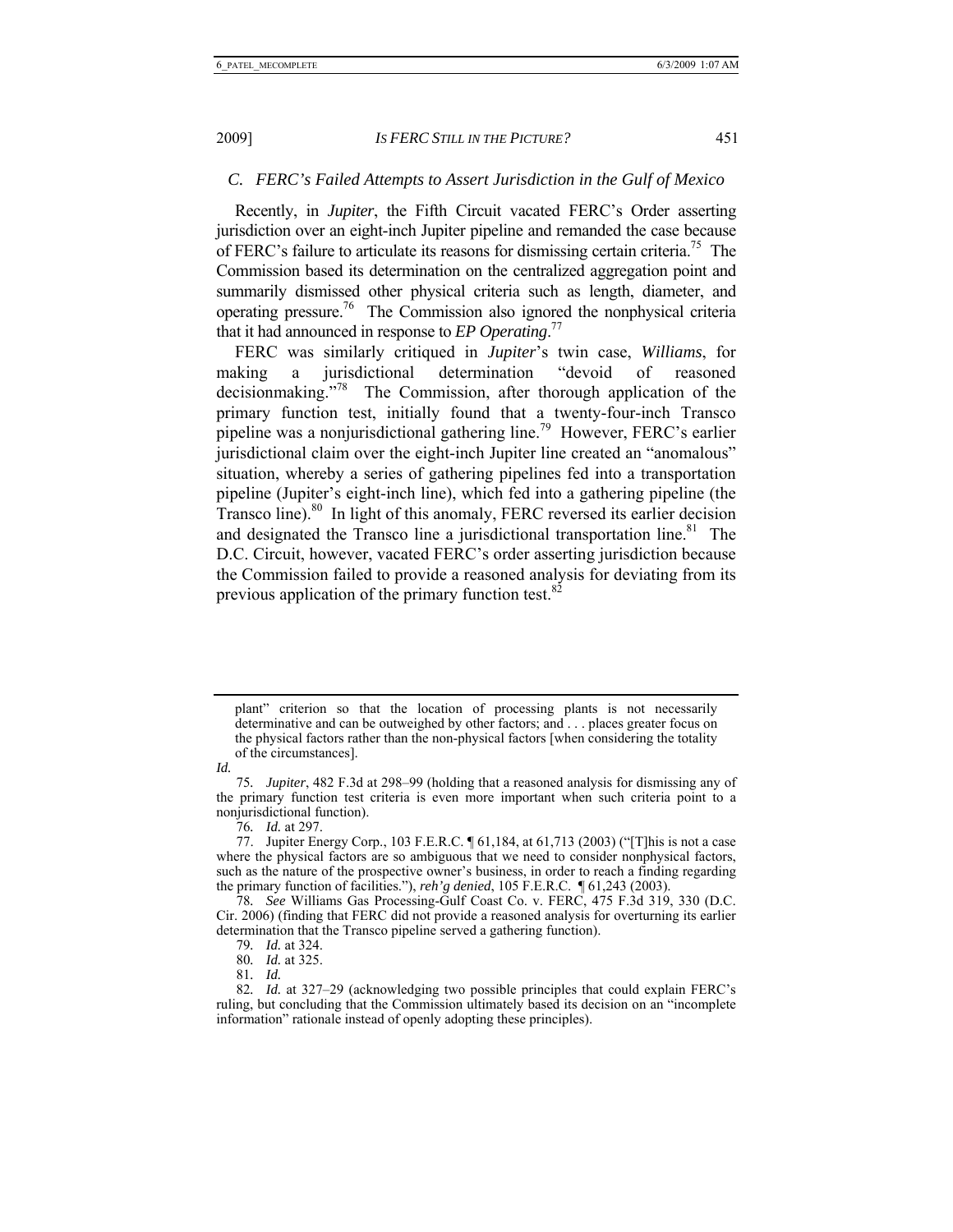### *C. FERC's Failed Attempts to Assert Jurisdiction in the Gulf of Mexico*

Recently, in *Jupiter*, the Fifth Circuit vacated FERC's Order asserting jurisdiction over an eight-inch Jupiter pipeline and remanded the case because of FERC's failure to articulate its reasons for dismissing certain criteria.[75] The Commission based its determination on the centralized aggregation point and summarily dismissed other physical criteria such as length, diameter, and operating pressure.[76] The Commission also ignored the nonphysical criteria that it had announced in response to *EP Operating*.[77]

FERC was similarly critiqued in *Jupiter*'s twin case, *Williams*, for making a jurisdictional determination "devoid of reasoned decisionmaking."[78] The Commission, after thorough application of the primary function test, initially found that a twenty-four-inch Transco pipeline was a nonjurisdictional gathering line.[79] However, FERC's earlier jurisdictional claim over the eight-inch Jupiter line created an "anomalous" situation, whereby a series of gathering pipelines fed into a transportation pipeline (Jupiter's eight-inch line), which fed into a gathering pipeline (the Transco line).[80] In light of this anomaly, FERC reversed its earlier decision and designated the Transco line a jurisdictional transportation line.[81] The D.C. Circuit, however, vacated FERC's order asserting jurisdiction because the Commission failed to provide a reasoned analysis for deviating from its previous application of the primary function test.[82]

---

plant" criterion so that the location of processing plants is not necessarily determinative and can be outweighed by other factors; and . . . places greater focus on the physical factors rather than the non-physical factors [when considering the totality of the circumstances].

*Id.*

75. *Jupiter*, 482 F.3d at 298–99 (holding that a reasoned analysis for dismissing any of the primary function test criteria is even more important when such criteria point to a nonjurisdictional function).

76. *Id.* at 297.

77. Jupiter Energy Corp., 103 F.E.R.C. ¶ 61,184, at 61,713 (2003) ("[T]his is not a case where the physical factors are so ambiguous that we need to consider nonphysical factors, such as the nature of the prospective owner's business, in order to reach a finding regarding the primary function of facilities."), *reh'g denied*, 105 F.E.R.C. ¶ 61,243 (2003).

78. *See* Williams Gas Processing-Gulf Coast Co. v. FERC, 475 F.3d 319, 330 (D.C. Cir. 2006) (finding that FERC did not provide a reasoned analysis for overturning its earlier determination that the Transco pipeline served a gathering function).

79. *Id.* at 324.

80. *Id.* at 325.

81. *Id.*

82. *Id.* at 327–29 (acknowledging two possible principles that could explain FERC's ruling, but concluding that the Commission ultimately based its decision on an "incomplete information" rationale instead of openly adopting these principles).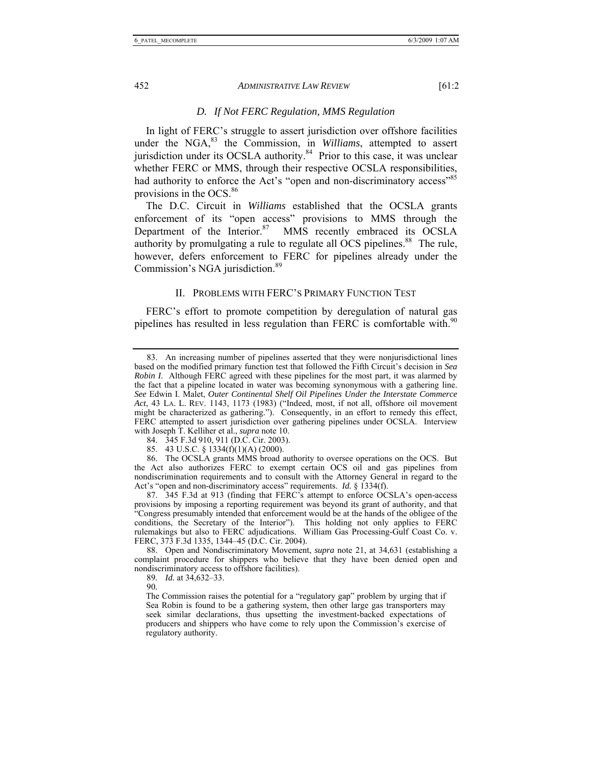### *D. If Not FERC Regulation, MMS Regulation*

In light of FERC's struggle to assert jurisdiction over offshore facilities under the NGA,[83] the Commission, in *Williams*, attempted to assert jurisdiction under its OCSLA authority.[84] Prior to this case, it was unclear whether FERC or MMS, through their respective OCSLA responsibilities, had authority to enforce the Act's "open and non-discriminatory access"[85] provisions in the OCS.[86]

The D.C. Circuit in *Williams* established that the OCSLA grants enforcement of its "open access" provisions to MMS through the Department of the Interior.[87] MMS recently embraced its OCSLA authority by promulgating a rule to regulate all OCS pipelines.[88] The rule, however, defers enforcement to FERC for pipelines already under the Commission's NGA jurisdiction.[89]

## II. PROBLEMS WITH FERC'S PRIMARY FUNCTION TEST

FERC's effort to promote competition by deregulation of natural gas pipelines has resulted in less regulation than FERC is comfortable with.[90]

---

83. An increasing number of pipelines asserted that they were nonjurisdictional lines based on the modified primary function test that followed the Fifth Circuit's decision in *Sea Robin I*. Although FERC agreed with these pipelines for the most part, it was alarmed by the fact that a pipeline located in water was becoming synonymous with a gathering line. *See* Edwin I. Malet, *Outer Continental Shelf Oil Pipelines Under the Interstate Commerce Act*, 43 LA. L. REV. 1143, 1173 (1983) ("Indeed, most, if not all, offshore oil movement might be characterized as gathering."). Consequently, in an effort to remedy this effect, FERC attempted to assert jurisdiction over gathering pipelines under OCSLA. Interview with Joseph T. Kelliher et al., *supra* note 10.

84. 345 F.3d 910, 911 (D.C. Cir. 2003).

85. 43 U.S.C. § 1334(f)(1)(A) (2000).

86. The OCSLA grants MMS broad authority to oversee operations on the OCS. But the Act also authorizes FERC to exempt certain OCS oil and gas pipelines from nondiscrimination requirements and to consult with the Attorney General in regard to the Act's "open and non-discriminatory access" requirements. *Id.* § 1334(f).

87. 345 F.3d at 913 (finding that FERC's attempt to enforce OCSLA's open-access provisions by imposing a reporting requirement was beyond its grant of authority, and that "Congress presumably intended that enforcement would be at the hands of the obligee of the conditions, the Secretary of the Interior"). This holding not only applies to FERC rulemakings but also to FERC adjudications. William Gas Processing-Gulf Coast Co. v. FERC, 373 F.3d 1335, 1344–45 (D.C. Cir. 2004).

88. Open and Nondiscriminatory Movement, *supra* note 21, at 34,631 (establishing a complaint procedure for shippers who believe that they have been denied open and nondiscriminatory access to offshore facilities).

89. *Id.* at 34,632–33.

90.

> The Commission raises the potential for a "regulatory gap" problem by urging that if Sea Robin is found to be a gathering system, then other large gas transporters may seek similar declarations, thus upsetting the investment-backed expectations of producers and shippers who have come to rely upon the Commission's exercise of regulatory authority.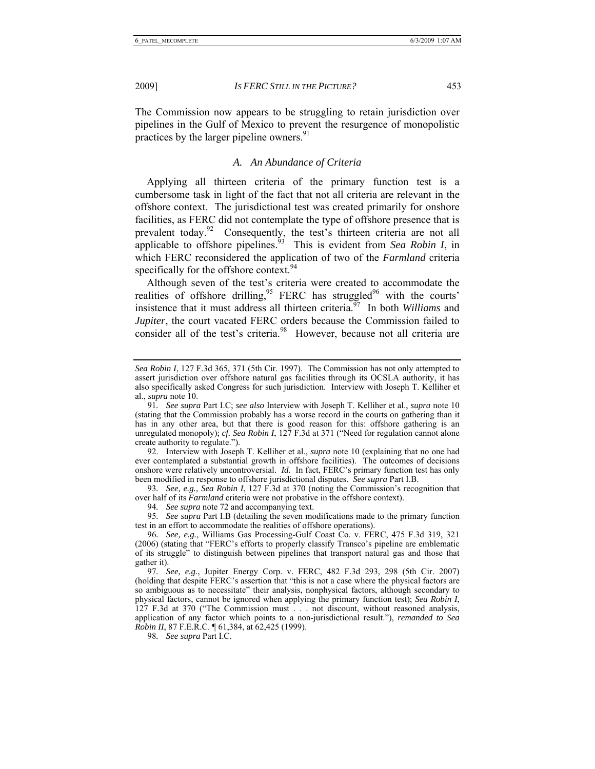The Commission now appears to be struggling to retain jurisdiction over pipelines in the Gulf of Mexico to prevent the resurgence of monopolistic practices by the larger pipeline owners.[91]

### *A. An Abundance of Criteria*

Applying all thirteen criteria of the primary function test is a cumbersome task in light of the fact that not all criteria are relevant in the offshore context. The jurisdictional test was created primarily for onshore facilities, as FERC did not contemplate the type of offshore presence that is prevalent today.[92] Consequently, the test's thirteen criteria are not all applicable to offshore pipelines.[93] This is evident from *Sea Robin I*, in which FERC reconsidered the application of two of the *Farmland* criteria specifically for the offshore context.[94]

Although seven of the test's criteria were created to accommodate the realities of offshore drilling,[95] FERC has struggled[96] with the courts' insistence that it must address all thirteen criteria.[97] In both *Williams* and *Jupiter*, the court vacated FERC orders because the Commission failed to consider all of the test's criteria.[98] However, because not all criteria are

---

*Sea Robin I*, 127 F.3d 365, 371 (5th Cir. 1997). The Commission has not only attempted to assert jurisdiction over offshore natural gas facilities through its OCSLA authority, it has also specifically asked Congress for such jurisdiction. Interview with Joseph T. Kelliher et al., *supra* note 10.

91. *See supra* Part I.C; *see also* Interview with Joseph T. Kelliher et al., *supra* note 10 (stating that the Commission probably has a worse record in the courts on gathering than it has in any other area, but that there is good reason for this: offshore gathering is an unregulated monopoly); *cf. Sea Robin I*, 127 F.3d at 371 ("Need for regulation cannot alone create authority to regulate.").

92. Interview with Joseph T. Kelliher et al., *supra* note 10 (explaining that no one had ever contemplated a substantial growth in offshore facilities). The outcomes of decisions onshore were relatively uncontroversial. *Id.* In fact, FERC's primary function test has only been modified in response to offshore jurisdictional disputes. *See supra* Part I.B.

93. *See, e.g.*, *Sea Robin I*, 127 F.3d at 370 (noting the Commission's recognition that over half of its *Farmland* criteria were not probative in the offshore context).

94. *See supra* note 72 and accompanying text.

95. *See supra* Part I.B (detailing the seven modifications made to the primary function test in an effort to accommodate the realities of offshore operations).

96. *See, e.g.*, Williams Gas Processing-Gulf Coast Co. v. FERC, 475 F.3d 319, 321 (2006) (stating that "FERC's efforts to properly classify Transco's pipeline are emblematic of its struggle" to distinguish between pipelines that transport natural gas and those that gather it).

97. *See, e.g.*, Jupiter Energy Corp. v. FERC, 482 F.3d 293, 298 (5th Cir. 2007) (holding that despite FERC's assertion that "this is not a case where the physical factors are so ambiguous as to necessitate" their analysis, nonphysical factors, although secondary to physical factors, cannot be ignored when applying the primary function test); *Sea Robin I*, 127 F.3d at 370 ("The Commission must . . . not discount, without reasoned analysis, application of any factor which points to a non-jurisdictional result."), *remanded to Sea Robin II*, 87 F.E.R.C. ¶ 61,384, at 62,425 (1999).

98. *See supra* Part I.C.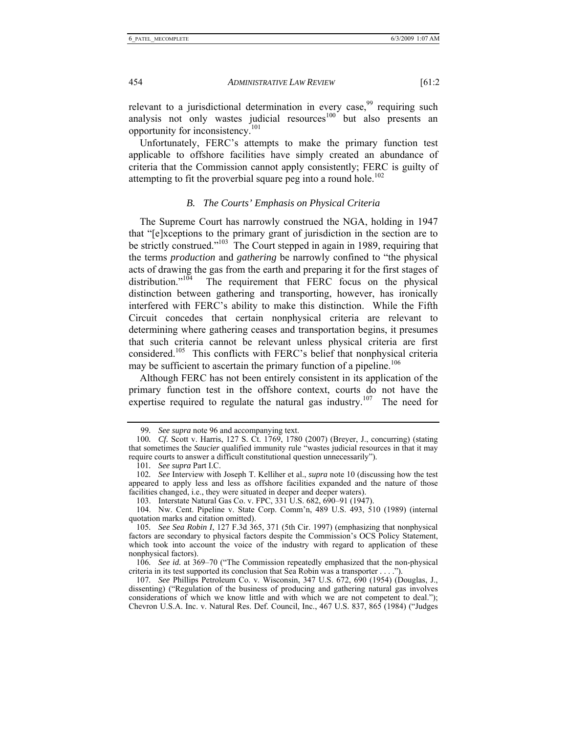relevant to a jurisdictional determination in every case,[99] requiring such analysis not only wastes judicial resources[100] but also presents an opportunity for inconsistency.[101]

Unfortunately, FERC's attempts to make the primary function test applicable to offshore facilities have simply created an abundance of criteria that the Commission cannot apply consistently; FERC is guilty of attempting to fit the proverbial square peg into a round hole.[102]

### *B. The Courts' Emphasis on Physical Criteria*

The Supreme Court has narrowly construed the NGA, holding in 1947 that "[e]xceptions to the primary grant of jurisdiction in the section are to be strictly construed."[103] The Court stepped in again in 1989, requiring that the terms *production* and *gathering* be narrowly confined to "the physical acts of drawing the gas from the earth and preparing it for the first stages of distribution."[104] The requirement that FERC focus on the physical distinction between gathering and transporting, however, has ironically interfered with FERC's ability to make this distinction. While the Fifth Circuit concedes that certain nonphysical criteria are relevant to determining where gathering ceases and transportation begins, it presumes that such criteria cannot be relevant unless physical criteria are first considered.[105] This conflicts with FERC's belief that nonphysical criteria may be sufficient to ascertain the primary function of a pipeline.[106]

Although FERC has not been entirely consistent in its application of the primary function test in the offshore context, courts do not have the expertise required to regulate the natural gas industry.[107] The need for

---

99. *See supra* note 96 and accompanying text.

100. *Cf.* Scott v. Harris, 127 S. Ct. 1769, 1780 (2007) (Breyer, J., concurring) (stating that sometimes the *Saucier* qualified immunity rule "wastes judicial resources in that it may require courts to answer a difficult constitutional question unnecessarily").

101. *See supra* Part I.C.

102. *See* Interview with Joseph T. Kelliher et al., *supra* note 10 (discussing how the test appeared to apply less and less as offshore facilities expanded and the nature of those facilities changed, i.e., they were situated in deeper and deeper waters).

103. Interstate Natural Gas Co. v. FPC, 331 U.S. 682, 690–91 (1947).

104. Nw. Cent. Pipeline v. State Corp. Comm'n, 489 U.S. 493, 510 (1989) (internal quotation marks and citation omitted).

105. *See Sea Robin I*, 127 F.3d 365, 371 (5th Cir. 1997) (emphasizing that nonphysical factors are secondary to physical factors despite the Commission's OCS Policy Statement, which took into account the voice of the industry with regard to application of these nonphysical factors).

106. *See id.* at 369–70 ("The Commission repeatedly emphasized that the non-physical criteria in its test supported its conclusion that Sea Robin was a transporter . . . .").

107. *See* Phillips Petroleum Co. v. Wisconsin, 347 U.S. 672, 690 (1954) (Douglas, J., dissenting) ("Regulation of the business of producing and gathering natural gas involves considerations of which we know little and with which we are not competent to deal."); Chevron U.S.A. Inc. v. Natural Res. Def. Council, Inc., 467 U.S. 837, 865 (1984) ("Judges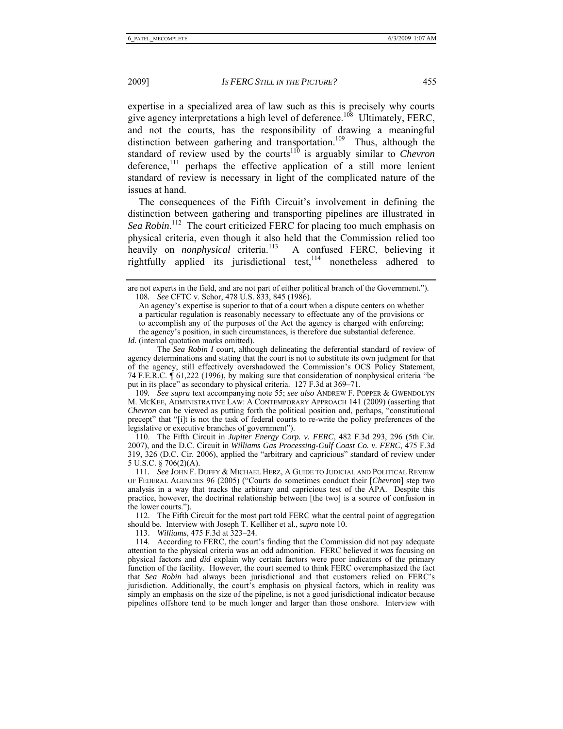expertise in a specialized area of law such as this is precisely why courts give agency interpretations a high level of deference.[108] Ultimately, FERC, and not the courts, has the responsibility of drawing a meaningful distinction between gathering and transportation.[109] Thus, although the standard of review used by the courts[110] is arguably similar to *Chevron* deference,[111] perhaps the effective application of a still more lenient standard of review is necessary in light of the complicated nature of the issues at hand.

The consequences of the Fifth Circuit's involvement in defining the distinction between gathering and transporting pipelines are illustrated in *Sea Robin*.[112] The court criticized FERC for placing too much emphasis on physical criteria, even though it also held that the Commission relied too heavily on *nonphysical* criteria.[113] A confused FERC, believing it rightfully applied its jurisdictional test,[114] nonetheless adhered to

---

are not experts in the field, and are not part of either political branch of the Government.").

108. *See* CFTC v. Schor, 478 U.S. 833, 845 (1986).

> An agency's expertise is superior to that of a court when a dispute centers on whether a particular regulation is reasonably necessary to effectuate any of the provisions or to accomplish any of the purposes of the Act the agency is charged with enforcing; the agency's position, in such circumstances, is therefore due substantial deference.

*Id.* (internal quotation marks omitted).

The *Sea Robin I* court, although delineating the deferential standard of review of agency determinations and stating that the court is not to substitute its own judgment for that of the agency, still effectively overshadowed the Commission's OCS Policy Statement, 74 F.E.R.C. ¶ 61,222 (1996), by making sure that consideration of nonphysical criteria "be put in its place" as secondary to physical criteria. 127 F.3d at 369–71.

109. *See supra* text accompanying note 55; *see also* ANDREW F. POPPER & GWENDOLYN M. MCKEE, ADMINISTRATIVE LAW: A CONTEMPORARY APPROACH 141 (2009) (asserting that *Chevron* can be viewed as putting forth the political position and, perhaps, "constitutional precept" that "[i]t is not the task of federal courts to re-write the policy preferences of the legislative or executive branches of government").

110. The Fifth Circuit in *Jupiter Energy Corp. v. FERC*, 482 F.3d 293, 296 (5th Cir. 2007), and the D.C. Circuit in *Williams Gas Processing-Gulf Coast Co. v. FERC*, 475 F.3d 319, 326 (D.C. Cir. 2006), applied the "arbitrary and capricious" standard of review under 5 U.S.C. § 706(2)(A).

111. *See* JOHN F. DUFFY & MICHAEL HERZ, A GUIDE TO JUDICIAL AND POLITICAL REVIEW OF FEDERAL AGENCIES 96 (2005) ("Courts do sometimes conduct their [*Chevron*] step two analysis in a way that tracks the arbitrary and capricious test of the APA. Despite this practice, however, the doctrinal relationship between [the two] is a source of confusion in the lower courts.").

112. The Fifth Circuit for the most part told FERC what the central point of aggregation should be. Interview with Joseph T. Kelliher et al., *supra* note 10.

113. *Williams*, 475 F.3d at 323–24.

114. According to FERC, the court's finding that the Commission did not pay adequate attention to the physical criteria was an odd admonition. FERC believed it *was* focusing on physical factors and *did* explain why certain factors were poor indicators of the primary function of the facility. However, the court seemed to think FERC overemphasized the fact that *Sea Robin* had always been jurisdictional and that customers relied on FERC's jurisdiction. Additionally, the court's emphasis on physical factors, which in reality was simply an emphasis on the size of the pipeline, is not a good jurisdictional indicator because pipelines offshore tend to be much longer and larger than those onshore. Interview with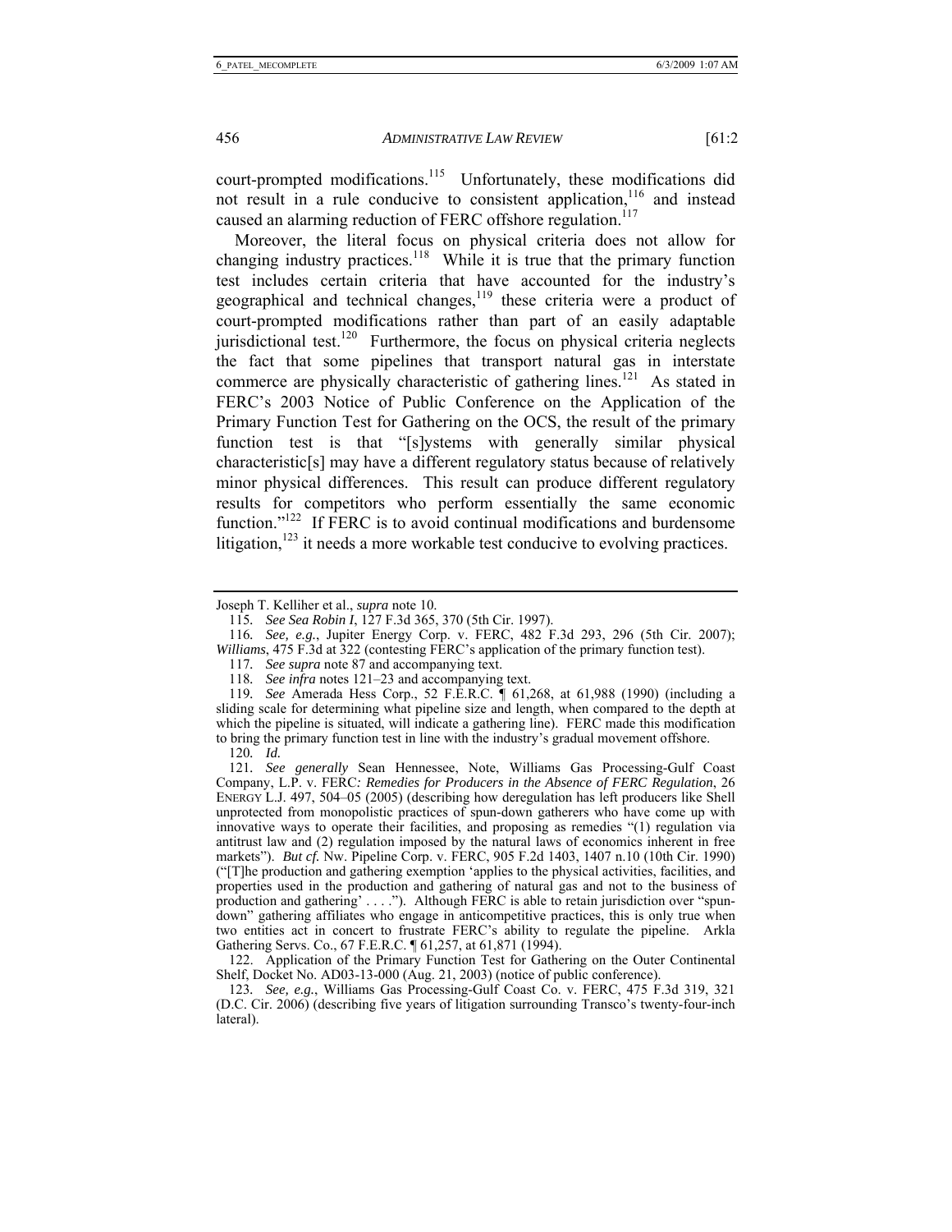court-prompted modifications.[115] Unfortunately, these modifications did not result in a rule conducive to consistent application,[116] and instead caused an alarming reduction of FERC offshore regulation.[117]

Moreover, the literal focus on physical criteria does not allow for changing industry practices.[118] While it is true that the primary function test includes certain criteria that have accounted for the industry's geographical and technical changes,[119] these criteria were a product of court-prompted modifications rather than part of an easily adaptable jurisdictional test.[120] Furthermore, the focus on physical criteria neglects the fact that some pipelines that transport natural gas in interstate commerce are physically characteristic of gathering lines.[121] As stated in FERC's 2003 Notice of Public Conference on the Application of the Primary Function Test for Gathering on the OCS, the result of the primary function test is that "[s]ystems with generally similar physical characteristic[s] may have a different regulatory status because of relatively minor physical differences. This result can produce different regulatory results for competitors who perform essentially the same economic function."[122] If FERC is to avoid continual modifications and burdensome litigation,[123] it needs a more workable test conducive to evolving practices.

---

Joseph T. Kelliher et al., *supra* note 10.

115. *See Sea Robin I*, 127 F.3d 365, 370 (5th Cir. 1997).

116. *See, e.g.*, Jupiter Energy Corp. v. FERC, 482 F.3d 293, 296 (5th Cir. 2007); *Williams*, 475 F.3d at 322 (contesting FERC's application of the primary function test).

117. *See supra* note 87 and accompanying text.

118. *See infra* notes 121–23 and accompanying text.

119. *See* Amerada Hess Corp., 52 F.E.R.C. ¶ 61,268, at 61,988 (1990) (including a sliding scale for determining what pipeline size and length, when compared to the depth at which the pipeline is situated, will indicate a gathering line). FERC made this modification to bring the primary function test in line with the industry's gradual movement offshore.

120. *Id.*

121. *See generally* Sean Hennessee, Note, Williams Gas Processing-Gulf Coast Company, L.P. v. FERC*: Remedies for Producers in the Absence of FERC Regulation*, 26 ENERGY L.J. 497, 504–05 (2005) (describing how deregulation has left producers like Shell unprotected from monopolistic practices of spun-down gatherers who have come up with innovative ways to operate their facilities, and proposing as remedies "(1) regulation via antitrust law and (2) regulation imposed by the natural laws of economics inherent in free markets"). *But cf.* Nw. Pipeline Corp. v. FERC, 905 F.2d 1403, 1407 n.10 (10th Cir. 1990) ("[T]he production and gathering exemption 'applies to the physical activities, facilities, and properties used in the production and gathering of natural gas and not to the business of production and gathering' . . . ."). Although FERC is able to retain jurisdiction over "spun-down" gathering affiliates who engage in anticompetitive practices, this is only true when two entities act in concert to frustrate FERC's ability to regulate the pipeline. Arkla Gathering Servs. Co., 67 F.E.R.C. ¶ 61,257, at 61,871 (1994).

122. Application of the Primary Function Test for Gathering on the Outer Continental Shelf, Docket No. AD03-13-000 (Aug. 21, 2003) (notice of public conference).

123. *See, e.g.*, Williams Gas Processing-Gulf Coast Co. v. FERC, 475 F.3d 319, 321 (D.C. Cir. 2006) (describing five years of litigation surrounding Transco's twenty-four-inch lateral).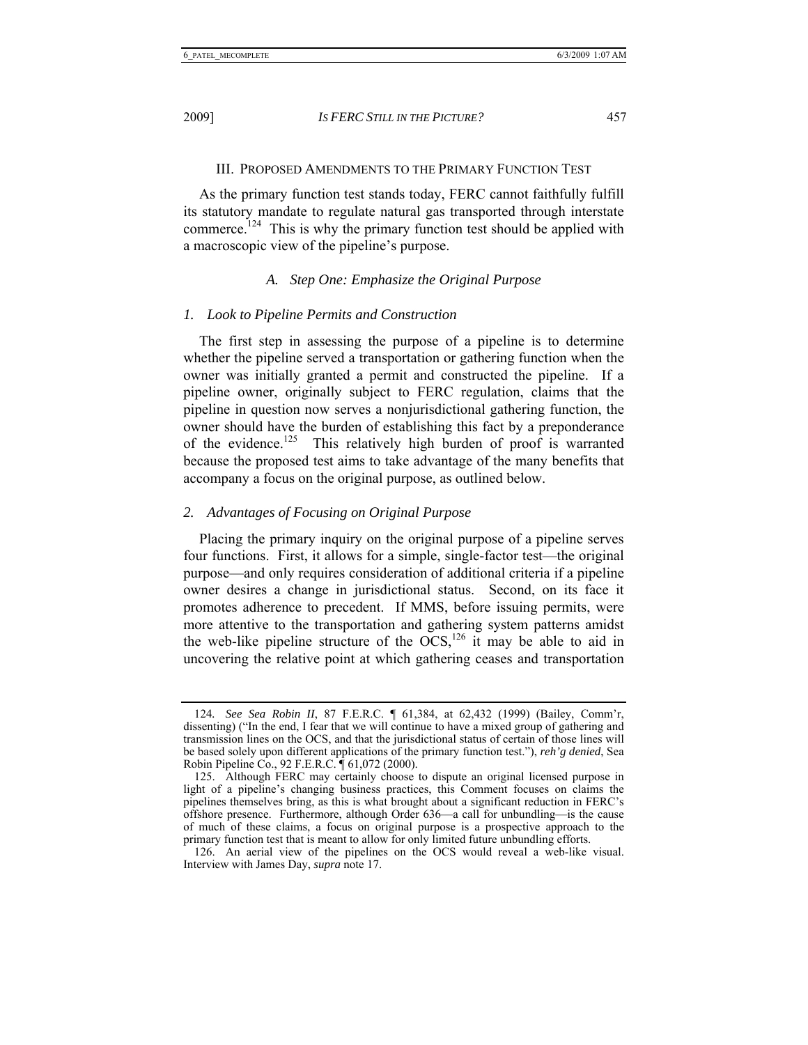## III. PROPOSED AMENDMENTS TO THE PRIMARY FUNCTION TEST

As the primary function test stands today, FERC cannot faithfully fulfill its statutory mandate to regulate natural gas transported through interstate commerce.[124] This is why the primary function test should be applied with a macroscopic view of the pipeline's purpose.

### *A. Step One: Emphasize the Original Purpose*

#### *1. Look to Pipeline Permits and Construction*

The first step in assessing the purpose of a pipeline is to determine whether the pipeline served a transportation or gathering function when the owner was initially granted a permit and constructed the pipeline. If a pipeline owner, originally subject to FERC regulation, claims that the pipeline in question now serves a nonjurisdictional gathering function, the owner should have the burden of establishing this fact by a preponderance of the evidence.[125] This relatively high burden of proof is warranted because the proposed test aims to take advantage of the many benefits that accompany a focus on the original purpose, as outlined below.

#### *2. Advantages of Focusing on Original Purpose*

Placing the primary inquiry on the original purpose of a pipeline serves four functions. First, it allows for a simple, single-factor test—the original purpose—and only requires consideration of additional criteria if a pipeline owner desires a change in jurisdictional status. Second, on its face it promotes adherence to precedent. If MMS, before issuing permits, were more attentive to the transportation and gathering system patterns amidst the web-like pipeline structure of the OCS,[126] it may be able to aid in uncovering the relative point at which gathering ceases and transportation

---

124. *See Sea Robin II*, 87 F.E.R.C. ¶ 61,384, at 62,432 (1999) (Bailey, Comm'r, dissenting) ("In the end, I fear that we will continue to have a mixed group of gathering and transmission lines on the OCS, and that the jurisdictional status of certain of those lines will be based solely upon different applications of the primary function test."), *reh'g denied*, Sea Robin Pipeline Co., 92 F.E.R.C. ¶ 61,072 (2000).

125. Although FERC may certainly choose to dispute an original licensed purpose in light of a pipeline's changing business practices, this Comment focuses on claims the pipelines themselves bring, as this is what brought about a significant reduction in FERC's offshore presence. Furthermore, although Order 636—a call for unbundling—is the cause of much of these claims, a focus on original purpose is a prospective approach to the primary function test that is meant to allow for only limited future unbundling efforts.

126. An aerial view of the pipelines on the OCS would reveal a web-like visual. Interview with James Day, *supra* note 17.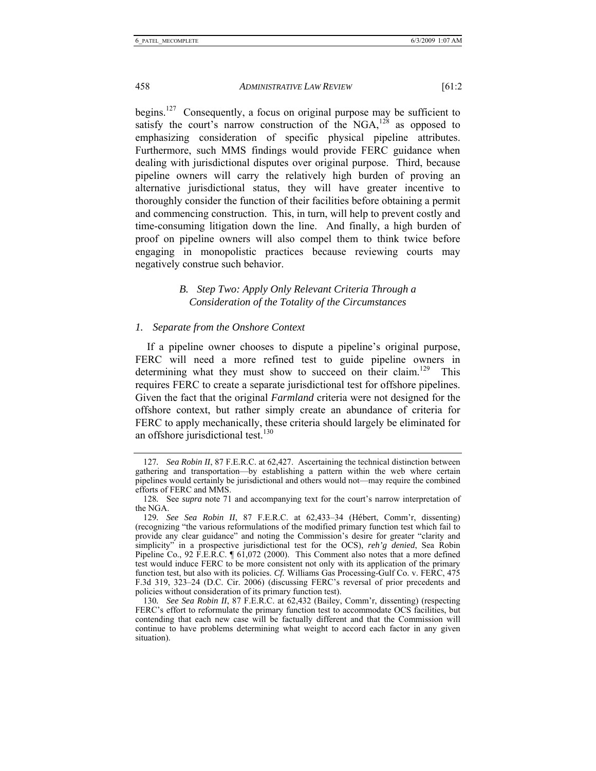begins.[127] Consequently, a focus on original purpose may be sufficient to satisfy the court's narrow construction of the NGA,[128] as opposed to emphasizing consideration of specific physical pipeline attributes. Furthermore, such MMS findings would provide FERC guidance when dealing with jurisdictional disputes over original purpose. Third, because pipeline owners will carry the relatively high burden of proving an alternative jurisdictional status, they will have greater incentive to thoroughly consider the function of their facilities before obtaining a permit and commencing construction. This, in turn, will help to prevent costly and time-consuming litigation down the line. And finally, a high burden of proof on pipeline owners will also compel them to think twice before engaging in monopolistic practices because reviewing courts may negatively construe such behavior.

### *B. Step Two: Apply Only Relevant Criteria Through a Consideration of the Totality of the Circumstances*

#### *1. Separate from the Onshore Context*

If a pipeline owner chooses to dispute a pipeline's original purpose, FERC will need a more refined test to guide pipeline owners in determining what they must show to succeed on their claim.[129] This requires FERC to create a separate jurisdictional test for offshore pipelines. Given the fact that the original *Farmland* criteria were not designed for the offshore context, but rather simply create an abundance of criteria for FERC to apply mechanically, these criteria should largely be eliminated for an offshore jurisdictional test.[130]

---

127. *Sea Robin II*, 87 F.E.R.C. at 62,427. Ascertaining the technical distinction between gathering and transportation—by establishing a pattern within the web where certain pipelines would certainly be jurisdictional and others would not—may require the combined efforts of FERC and MMS.

128. See *supra* note 71 and accompanying text for the court's narrow interpretation of the NGA.

129. *See Sea Robin II*, 87 F.E.R.C. at 62,433–34 (Hébert, Comm'r, dissenting) (recognizing "the various reformulations of the modified primary function test which fail to provide any clear guidance" and noting the Commission's desire for greater "clarity and simplicity" in a prospective jurisdictional test for the OCS), *reh'g denied*, Sea Robin Pipeline Co., 92 F.E.R.C. ¶ 61,072 (2000). This Comment also notes that a more defined test would induce FERC to be more consistent not only with its application of the primary function test, but also with its policies. *Cf.* Williams Gas Processing-Gulf Co. v. FERC, 475 F.3d 319, 323–24 (D.C. Cir. 2006) (discussing FERC's reversal of prior precedents and policies without consideration of its primary function test).

130. *See Sea Robin II*, 87 F.E.R.C. at 62,432 (Bailey, Comm'r, dissenting) (respecting FERC's effort to reformulate the primary function test to accommodate OCS facilities, but contending that each new case will be factually different and that the Commission will continue to have problems determining what weight to accord each factor in any given situation).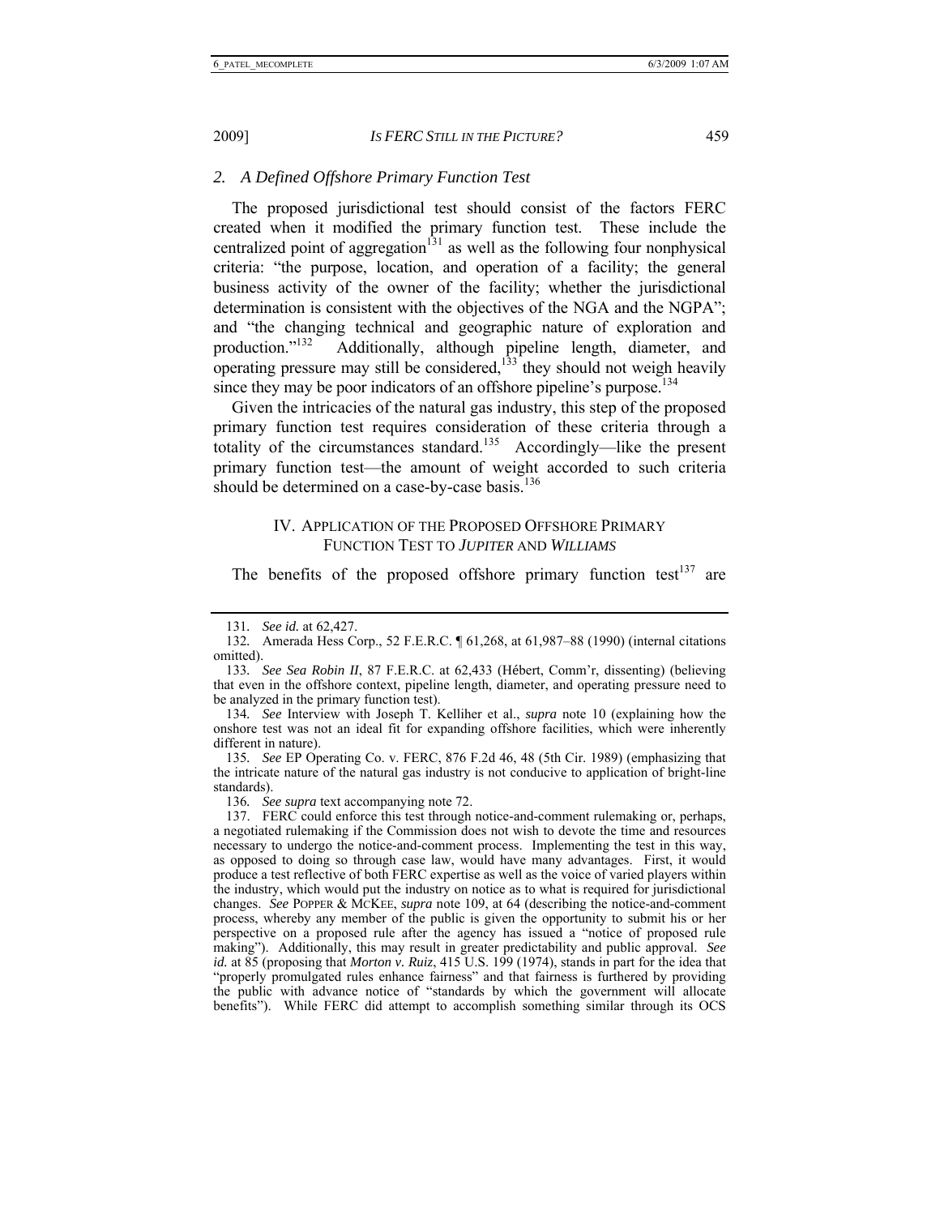### 2. A Defined Offshore Primary Function Test

The proposed jurisdictional test should consist of the factors FERC created when it modified the primary function test. These include the centralized point of aggregation[131] as well as the following four nonphysical criteria: "the purpose, location, and operation of a facility; the general business activity of the owner of the facility; whether the jurisdictional determination is consistent with the objectives of the NGA and the NGPA"; and "the changing technical and geographic nature of exploration and production."[132] Additionally, although pipeline length, diameter, and operating pressure may still be considered,[133] they should not weigh heavily since they may be poor indicators of an offshore pipeline's purpose.[134]

Given the intricacies of the natural gas industry, this step of the proposed primary function test requires consideration of these criteria through a totality of the circumstances standard.[135] Accordingly—like the present primary function test—the amount of weight accorded to such criteria should be determined on a case-by-case basis.[136]

## IV. APPLICATION OF THE PROPOSED OFFSHORE PRIMARY FUNCTION TEST TO *JUPITER* AND *WILLIAMS*

The benefits of the proposed offshore primary function test[137] are

---

131. *See id.* at 62,427.

132. Amerada Hess Corp., 52 F.E.R.C. ¶ 61,268, at 61,987–88 (1990) (internal citations omitted).

133. *See Sea Robin II*, 87 F.E.R.C. at 62,433 (Hébert, Comm'r, dissenting) (believing that even in the offshore context, pipeline length, diameter, and operating pressure need to be analyzed in the primary function test).

134. *See* Interview with Joseph T. Kelliher et al., *supra* note 10 (explaining how the onshore test was not an ideal fit for expanding offshore facilities, which were inherently different in nature).

135. *See* EP Operating Co. v. FERC, 876 F.2d 46, 48 (5th Cir. 1989) (emphasizing that the intricate nature of the natural gas industry is not conducive to application of bright-line standards).

136. *See supra* text accompanying note 72.

137. FERC could enforce this test through notice-and-comment rulemaking or, perhaps, a negotiated rulemaking if the Commission does not wish to devote the time and resources necessary to undergo the notice-and-comment process. Implementing the test in this way, as opposed to doing so through case law, would have many advantages. First, it would produce a test reflective of both FERC expertise as well as the voice of varied players within the industry, which would put the industry on notice as to what is required for jurisdictional changes. *See* POPPER & MCKEE, *supra* note 109, at 64 (describing the notice-and-comment process, whereby any member of the public is given the opportunity to submit his or her perspective on a proposed rule after the agency has issued a "notice of proposed rule making"). Additionally, this may result in greater predictability and public approval. *See id.* at 85 (proposing that *Morton v. Ruiz*, 415 U.S. 199 (1974), stands in part for the idea that "properly promulgated rules enhance fairness" and that fairness is furthered by providing the public with advance notice of "standards by which the government will allocate benefits"). While FERC did attempt to accomplish something similar through its OCS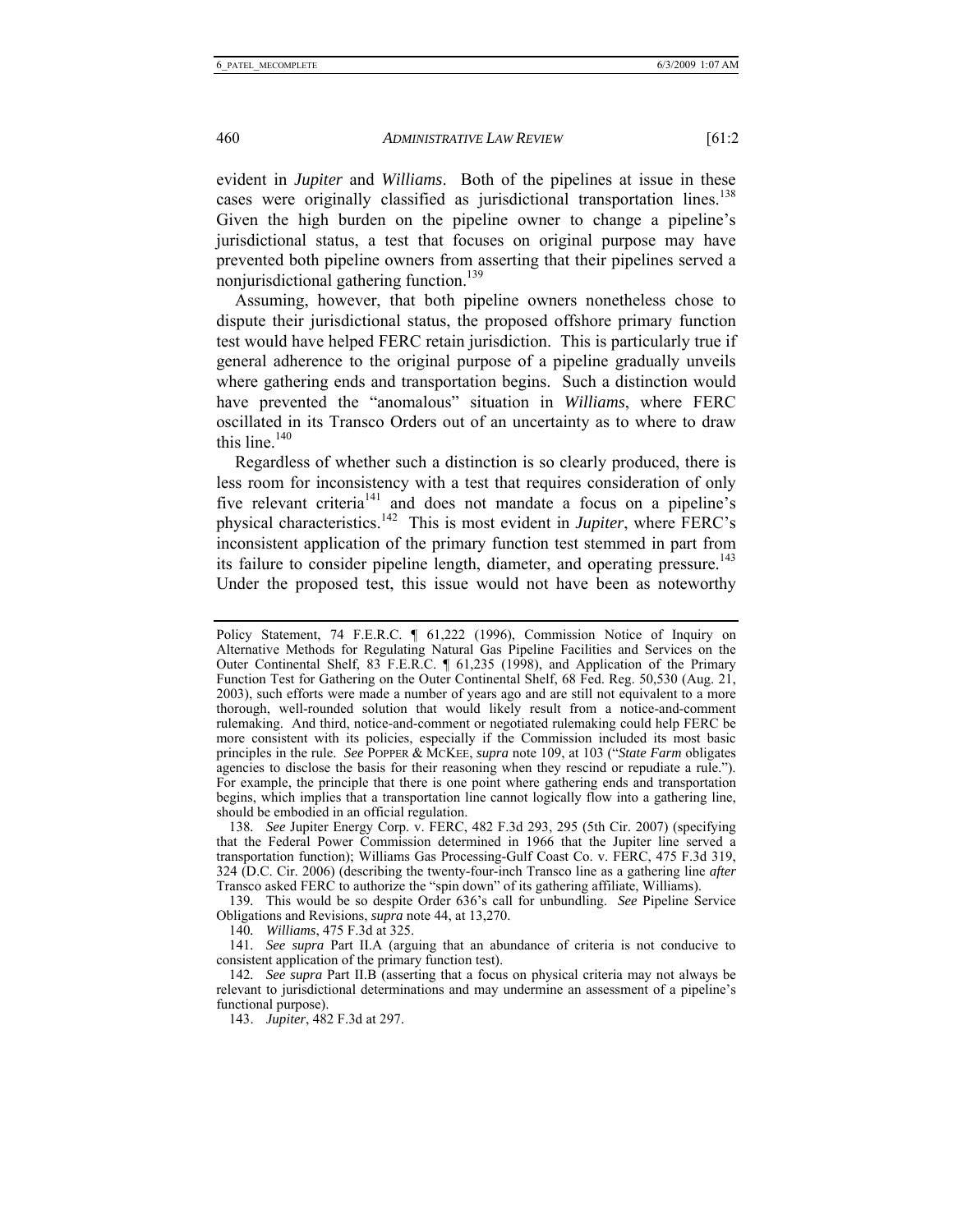evident in *Jupiter* and *Williams*. Both of the pipelines at issue in these cases were originally classified as jurisdictional transportation lines.[138] Given the high burden on the pipeline owner to change a pipeline's jurisdictional status, a test that focuses on original purpose may have prevented both pipeline owners from asserting that their pipelines served a nonjurisdictional gathering function.[139]

Assuming, however, that both pipeline owners nonetheless chose to dispute their jurisdictional status, the proposed offshore primary function test would have helped FERC retain jurisdiction. This is particularly true if general adherence to the original purpose of a pipeline gradually unveils where gathering ends and transportation begins. Such a distinction would have prevented the "anomalous" situation in *Williams*, where FERC oscillated in its Transco Orders out of an uncertainty as to where to draw this line.[140]

Regardless of whether such a distinction is so clearly produced, there is less room for inconsistency with a test that requires consideration of only five relevant criteria[141] and does not mandate a focus on a pipeline's physical characteristics.[142] This is most evident in *Jupiter*, where FERC's inconsistent application of the primary function test stemmed in part from its failure to consider pipeline length, diameter, and operating pressure.[143] Under the proposed test, this issue would not have been as noteworthy

---

Policy Statement, 74 F.E.R.C. ¶ 61,222 (1996), Commission Notice of Inquiry on Alternative Methods for Regulating Natural Gas Pipeline Facilities and Services on the Outer Continental Shelf, 83 F.E.R.C. ¶ 61,235 (1998), and Application of the Primary Function Test for Gathering on the Outer Continental Shelf, 68 Fed. Reg. 50,530 (Aug. 21, 2003), such efforts were made a number of years ago and are still not equivalent to a more thorough, well-rounded solution that would likely result from a notice-and-comment rulemaking. And third, notice-and-comment or negotiated rulemaking could help FERC be more consistent with its policies, especially if the Commission included its most basic principles in the rule. *See* POPPER & MCKEE, *supra* note 109, at 103 ("*State Farm* obligates agencies to disclose the basis for their reasoning when they rescind or repudiate a rule."). For example, the principle that there is one point where gathering ends and transportation begins, which implies that a transportation line cannot logically flow into a gathering line, should be embodied in an official regulation.

138. *See* Jupiter Energy Corp. v. FERC, 482 F.3d 293, 295 (5th Cir. 2007) (specifying that the Federal Power Commission determined in 1966 that the Jupiter line served a transportation function); Williams Gas Processing-Gulf Coast Co. v. FERC, 475 F.3d 319, 324 (D.C. Cir. 2006) (describing the twenty-four-inch Transco line as a gathering line *after* Transco asked FERC to authorize the "spin down" of its gathering affiliate, Williams).

139. This would be so despite Order 636's call for unbundling. *See* Pipeline Service Obligations and Revisions, *supra* note 44, at 13,270.

140. *Williams*, 475 F.3d at 325.

141. *See supra* Part II.A (arguing that an abundance of criteria is not conducive to consistent application of the primary function test).

142. *See supra* Part II.B (asserting that a focus on physical criteria may not always be relevant to jurisdictional determinations and may undermine an assessment of a pipeline's functional purpose).

143. *Jupiter*, 482 F.3d at 297.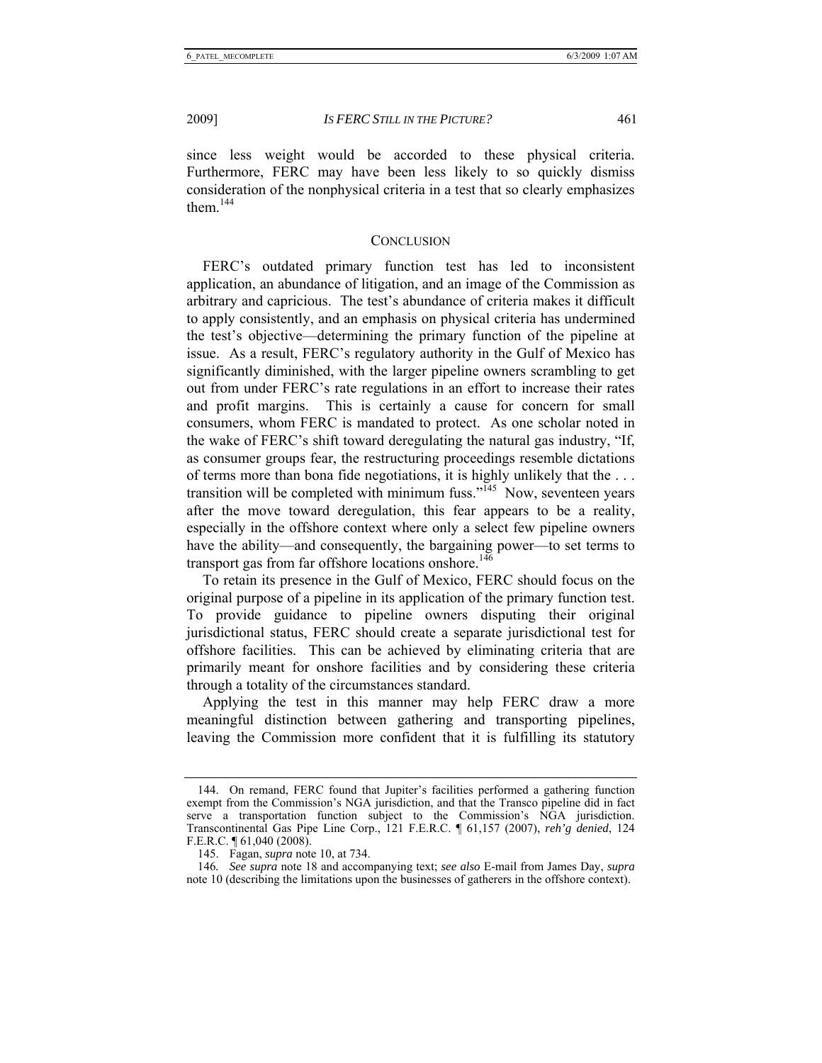since less weight would be accorded to these physical criteria. Furthermore, FERC may have been less likely to so quickly dismiss consideration of the nonphysical criteria in a test that so clearly emphasizes them.[144]

## CONCLUSION

FERC's outdated primary function test has led to inconsistent application, an abundance of litigation, and an image of the Commission as arbitrary and capricious. The test's abundance of criteria makes it difficult to apply consistently, and an emphasis on physical criteria has undermined the test's objective—determining the primary function of the pipeline at issue. As a result, FERC's regulatory authority in the Gulf of Mexico has significantly diminished, with the larger pipeline owners scrambling to get out from under FERC's rate regulations in an effort to increase their rates and profit margins. This is certainly a cause for concern for small consumers, whom FERC is mandated to protect. As one scholar noted in the wake of FERC's shift toward deregulating the natural gas industry, "If, as consumer groups fear, the restructuring proceedings resemble dictations of terms more than bona fide negotiations, it is highly unlikely that the . . . transition will be completed with minimum fuss."[145] Now, seventeen years after the move toward deregulation, this fear appears to be a reality, especially in the offshore context where only a select few pipeline owners have the ability—and consequently, the bargaining power—to set terms to transport gas from far offshore locations onshore.[146]

To retain its presence in the Gulf of Mexico, FERC should focus on the original purpose of a pipeline in its application of the primary function test. To provide guidance to pipeline owners disputing their original jurisdictional status, FERC should create a separate jurisdictional test for offshore facilities. This can be achieved by eliminating criteria that are primarily meant for onshore facilities and by considering these criteria through a totality of the circumstances standard.

Applying the test in this manner may help FERC draw a more meaningful distinction between gathering and transporting pipelines, leaving the Commission more confident that it is fulfilling its statutory

---

144. On remand, FERC found that Jupiter's facilities performed a gathering function exempt from the Commission's NGA jurisdiction, and that the Transco pipeline did in fact serve a transportation function subject to the Commission's NGA jurisdiction. Transcontinental Gas Pipe Line Corp., 121 F.E.R.C. ¶ 61,157 (2007), *reh'g denied*, 124 F.E.R.C. ¶ 61,040 (2008).

145. Fagan, *supra* note 10, at 734.

146. *See supra* note 18 and accompanying text; *see also* E-mail from James Day, *supra* note 10 (describing the limitations upon the businesses of gatherers in the offshore context).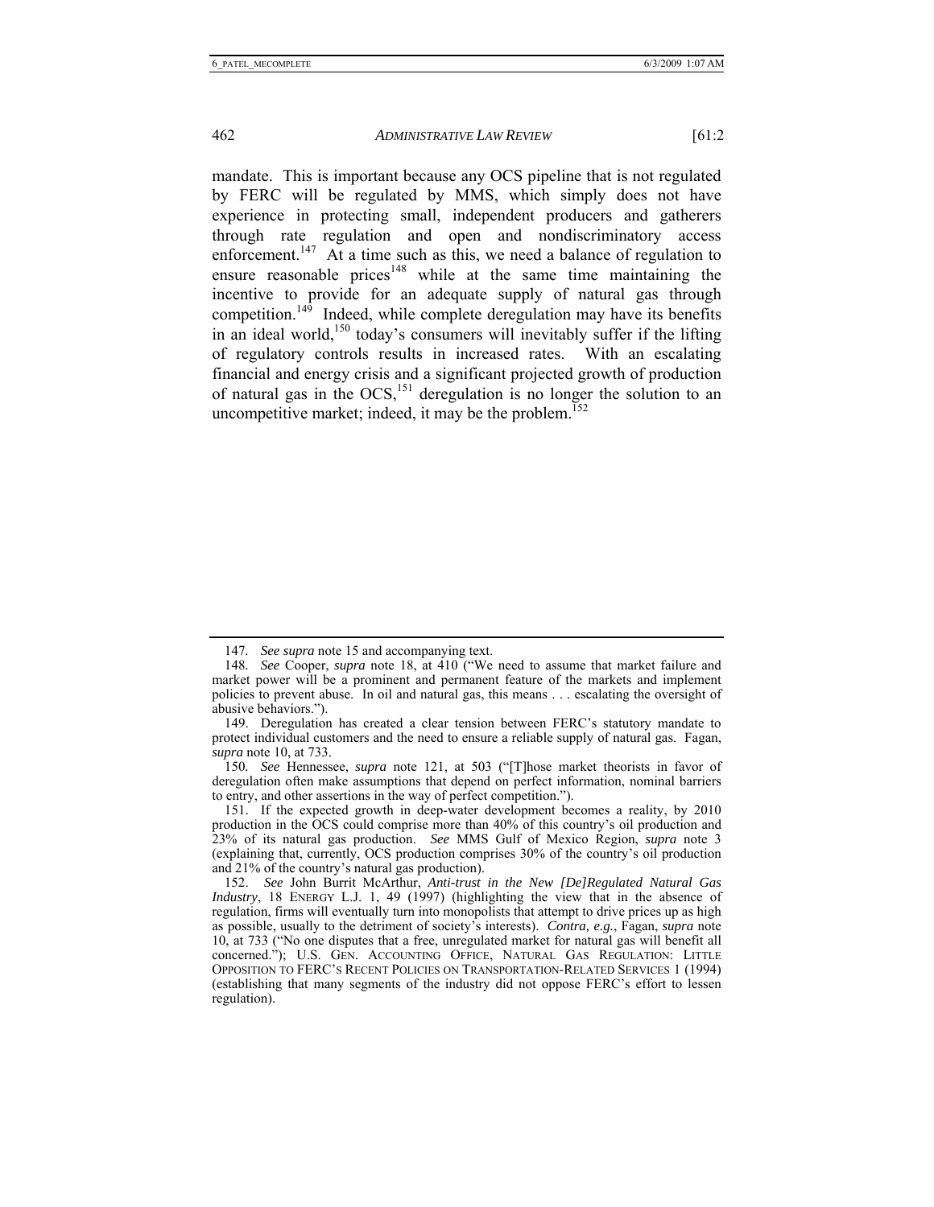mandate. This is important because any OCS pipeline that is not regulated by FERC will be regulated by MMS, which simply does not have experience in protecting small, independent producers and gatherers through rate regulation and open and nondiscriminatory access enforcement.[147] At a time such as this, we need a balance of regulation to ensure reasonable prices[148] while at the same time maintaining the incentive to provide for an adequate supply of natural gas through competition.[149] Indeed, while complete deregulation may have its benefits in an ideal world,[150] today's consumers will inevitably suffer if the lifting of regulatory controls results in increased rates. With an escalating financial and energy crisis and a significant projected growth of production of natural gas in the OCS,[151] deregulation is no longer the solution to an uncompetitive market; indeed, it may be the problem.[152]

---

147. *See supra* note 15 and accompanying text.

148. *See* Cooper, *supra* note 18, at 410 ("We need to assume that market failure and market power will be a prominent and permanent feature of the markets and implement policies to prevent abuse. In oil and natural gas, this means . . . escalating the oversight of abusive behaviors.").

149. Deregulation has created a clear tension between FERC's statutory mandate to protect individual customers and the need to ensure a reliable supply of natural gas. Fagan, *supra* note 10, at 733.

150. *See* Hennessee, *supra* note 121, at 503 ("[T]hose market theorists in favor of deregulation often make assumptions that depend on perfect information, nominal barriers to entry, and other assertions in the way of perfect competition.").

151. If the expected growth in deep-water development becomes a reality, by 2010 production in the OCS could comprise more than 40% of this country's oil production and 23% of its natural gas production. *See* MMS Gulf of Mexico Region, *supra* note 3 (explaining that, currently, OCS production comprises 30% of the country's oil production and 21% of the country's natural gas production).

152. *See* John Burrit McArthur, *Anti-trust in the New [De]Regulated Natural Gas Industry*, 18 ENERGY L.J. 1, 49 (1997) (highlighting the view that in the absence of regulation, firms will eventually turn into monopolists that attempt to drive prices up as high as possible, usually to the detriment of society's interests). *Contra, e.g.*, Fagan, *supra* note 10, at 733 ("No one disputes that a free, unregulated market for natural gas will benefit all concerned."); U.S. GEN. ACCOUNTING OFFICE, NATURAL GAS REGULATION: LITTLE OPPOSITION TO FERC'S RECENT POLICIES ON TRANSPORTATION-RELATED SERVICES 1 (1994) (establishing that many segments of the industry did not oppose FERC's effort to lessen regulation).